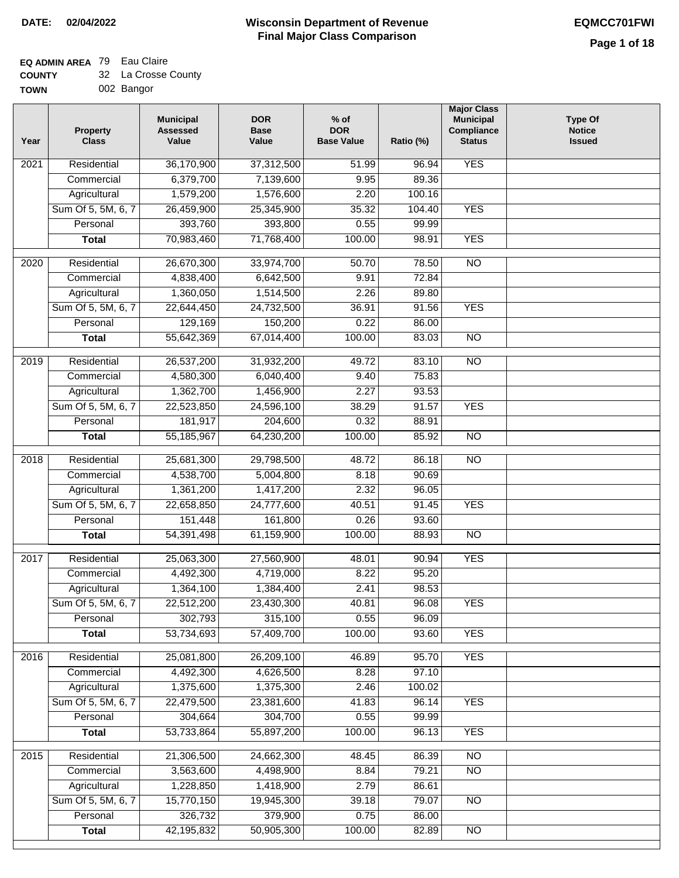**DATE: 02/04/2022**

# Wisconsin Department of Revenue
## Final Major Class Comparison

**EQMCC701FWI**

**EQ ADMIN AREA** 79 Eau Claire
**COUNTY** 32 La Crosse County
**TOWN** 002 Bangor

| Year | Property Class | Municipal Assessed Value | DOR Base Value | % of DOR Base Value | Ratio (%) | Major Class Municipal Compliance Status | Type Of Notice Issued |
|---|---|---|---|---|---|---|---|
| 2021 | Residential | 36,170,900 | 37,312,500 | 51.99 | 96.94 | YES | |
| | Commercial | 6,379,700 | 7,139,600 | 9.95 | 89.36 | | |
| | Agricultural | 1,579,200 | 1,576,600 | 2.20 | 100.16 | | |
| | Sum Of 5, 5M, 6, 7 | 26,459,900 | 25,345,900 | 35.32 | 104.40 | YES | |
| | Personal | 393,760 | 393,800 | 0.55 | 99.99 | | |
| | **Total** | 70,983,460 | 71,768,400 | 100.00 | 98.91 | YES | |
| 2020 | Residential | 26,670,300 | 33,974,700 | 50.70 | 78.50 | NO | |
| | Commercial | 4,838,400 | 6,642,500 | 9.91 | 72.84 | | |
| | Agricultural | 1,360,050 | 1,514,500 | 2.26 | 89.80 | | |
| | Sum Of 5, 5M, 6, 7 | 22,644,450 | 24,732,500 | 36.91 | 91.56 | YES | |
| | Personal | 129,169 | 150,200 | 0.22 | 86.00 | | |
| | **Total** | 55,642,369 | 67,014,400 | 100.00 | 83.03 | NO | |
| 2019 | Residential | 26,537,200 | 31,932,200 | 49.72 | 83.10 | NO | |
| | Commercial | 4,580,300 | 6,040,400 | 9.40 | 75.83 | | |
| | Agricultural | 1,362,700 | 1,456,900 | 2.27 | 93.53 | | |
| | Sum Of 5, 5M, 6, 7 | 22,523,850 | 24,596,100 | 38.29 | 91.57 | YES | |
| | Personal | 181,917 | 204,600 | 0.32 | 88.91 | | |
| | **Total** | 55,185,967 | 64,230,200 | 100.00 | 85.92 | NO | |
| 2018 | Residential | 25,681,300 | 29,798,500 | 48.72 | 86.18 | NO | |
| | Commercial | 4,538,700 | 5,004,800 | 8.18 | 90.69 | | |
| | Agricultural | 1,361,200 | 1,417,200 | 2.32 | 96.05 | | |
| | Sum Of 5, 5M, 6, 7 | 22,658,850 | 24,777,600 | 40.51 | 91.45 | YES | |
| | Personal | 151,448 | 161,800 | 0.26 | 93.60 | | |
| | **Total** | 54,391,498 | 61,159,900 | 100.00 | 88.93 | NO | |
| 2017 | Residential | 25,063,300 | 27,560,900 | 48.01 | 90.94 | YES | |
| | Commercial | 4,492,300 | 4,719,000 | 8.22 | 95.20 | | |
| | Agricultural | 1,364,100 | 1,384,400 | 2.41 | 98.53 | | |
| | Sum Of 5, 5M, 6, 7 | 22,512,200 | 23,430,300 | 40.81 | 96.08 | YES | |
| | Personal | 302,793 | 315,100 | 0.55 | 96.09 | | |
| | **Total** | 53,734,693 | 57,409,700 | 100.00 | 93.60 | YES | |
| 2016 | Residential | 25,081,800 | 26,209,100 | 46.89 | 95.70 | YES | |
| | Commercial | 4,492,300 | 4,626,500 | 8.28 | 97.10 | | |
| | Agricultural | 1,375,600 | 1,375,300 | 2.46 | 100.02 | | |
| | Sum Of 5, 5M, 6, 7 | 22,479,500 | 23,381,600 | 41.83 | 96.14 | YES | |
| | Personal | 304,664 | 304,700 | 0.55 | 99.99 | | |
| | **Total** | 53,733,864 | 55,897,200 | 100.00 | 96.13 | YES | |
| 2015 | Residential | 21,306,500 | 24,662,300 | 48.45 | 86.39 | NO | |
| | Commercial | 3,563,600 | 4,498,900 | 8.84 | 79.21 | NO | |
| | Agricultural | 1,228,850 | 1,418,900 | 2.79 | 86.61 | | |
| | Sum Of 5, 5M, 6, 7 | 15,770,150 | 19,945,300 | 39.18 | 79.07 | NO | |
| | Personal | 326,732 | 379,900 | 0.75 | 86.00 | | |
| | **Total** | 42,195,832 | 50,905,300 | 100.00 | 82.89 | NO | |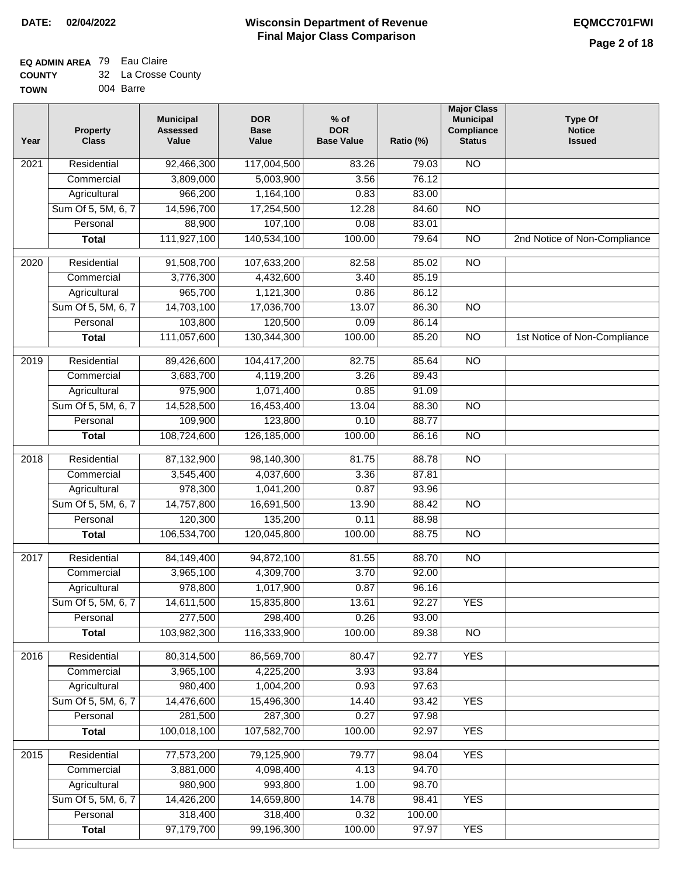**DATE: 02/04/2022**

# Wisconsin Department of Revenue
## Final Major Class Comparison

**EQMCC701FWI**

**EQ ADMIN AREA** 79 Eau Claire
**COUNTY** 32 La Crosse County
**TOWN** 004 Barre

| Year | Property Class | Municipal Assessed Value | DOR Base Value | % of DOR Base Value | Ratio (%) | Major Class Municipal Compliance Status | Type Of Notice Issued |
|---|---|---|---|---|---|---|---|
| 2021 | Residential | 92,466,300 | 117,004,500 | 83.26 | 79.03 | NO | |
| | Commercial | 3,809,000 | 5,003,900 | 3.56 | 76.12 | | |
| | Agricultural | 966,200 | 1,164,100 | 0.83 | 83.00 | | |
| | Sum Of 5, 5M, 6, 7 | 14,596,700 | 17,254,500 | 12.28 | 84.60 | NO | |
| | Personal | 88,900 | 107,100 | 0.08 | 83.01 | | |
| | **Total** | 111,927,100 | 140,534,100 | 100.00 | 79.64 | NO | 2nd Notice of Non-Compliance |
| 2020 | Residential | 91,508,700 | 107,633,200 | 82.58 | 85.02 | NO | |
| | Commercial | 3,776,300 | 4,432,600 | 3.40 | 85.19 | | |
| | Agricultural | 965,700 | 1,121,300 | 0.86 | 86.12 | | |
| | Sum Of 5, 5M, 6, 7 | 14,703,100 | 17,036,700 | 13.07 | 86.30 | NO | |
| | Personal | 103,800 | 120,500 | 0.09 | 86.14 | | |
| | **Total** | 111,057,600 | 130,344,300 | 100.00 | 85.20 | NO | 1st Notice of Non-Compliance |
| 2019 | Residential | 89,426,600 | 104,417,200 | 82.75 | 85.64 | NO | |
| | Commercial | 3,683,700 | 4,119,200 | 3.26 | 89.43 | | |
| | Agricultural | 975,900 | 1,071,400 | 0.85 | 91.09 | | |
| | Sum Of 5, 5M, 6, 7 | 14,528,500 | 16,453,400 | 13.04 | 88.30 | NO | |
| | Personal | 109,900 | 123,800 | 0.10 | 88.77 | | |
| | **Total** | 108,724,600 | 126,185,000 | 100.00 | 86.16 | NO | |
| 2018 | Residential | 87,132,900 | 98,140,300 | 81.75 | 88.78 | NO | |
| | Commercial | 3,545,400 | 4,037,600 | 3.36 | 87.81 | | |
| | Agricultural | 978,300 | 1,041,200 | 0.87 | 93.96 | | |
| | Sum Of 5, 5M, 6, 7 | 14,757,800 | 16,691,500 | 13.90 | 88.42 | NO | |
| | Personal | 120,300 | 135,200 | 0.11 | 88.98 | | |
| | **Total** | 106,534,700 | 120,045,800 | 100.00 | 88.75 | NO | |
| 2017 | Residential | 84,149,400 | 94,872,100 | 81.55 | 88.70 | NO | |
| | Commercial | 3,965,100 | 4,309,700 | 3.70 | 92.00 | | |
| | Agricultural | 978,800 | 1,017,900 | 0.87 | 96.16 | | |
| | Sum Of 5, 5M, 6, 7 | 14,611,500 | 15,835,800 | 13.61 | 92.27 | YES | |
| | Personal | 277,500 | 298,400 | 0.26 | 93.00 | | |
| | **Total** | 103,982,300 | 116,333,900 | 100.00 | 89.38 | NO | |
| 2016 | Residential | 80,314,500 | 86,569,700 | 80.47 | 92.77 | YES | |
| | Commercial | 3,965,100 | 4,225,200 | 3.93 | 93.84 | | |
| | Agricultural | 980,400 | 1,004,200 | 0.93 | 97.63 | | |
| | Sum Of 5, 5M, 6, 7 | 14,476,600 | 15,496,300 | 14.40 | 93.42 | YES | |
| | Personal | 281,500 | 287,300 | 0.27 | 97.98 | | |
| | **Total** | 100,018,100 | 107,582,700 | 100.00 | 92.97 | YES | |
| 2015 | Residential | 77,573,200 | 79,125,900 | 79.77 | 98.04 | YES | |
| | Commercial | 3,881,000 | 4,098,400 | 4.13 | 94.70 | | |
| | Agricultural | 980,900 | 993,800 | 1.00 | 98.70 | | |
| | Sum Of 5, 5M, 6, 7 | 14,426,200 | 14,659,800 | 14.78 | 98.41 | YES | |
| | Personal | 318,400 | 318,400 | 0.32 | 100.00 | | |
| | **Total** | 97,179,700 | 99,196,300 | 100.00 | 97.97 | YES | |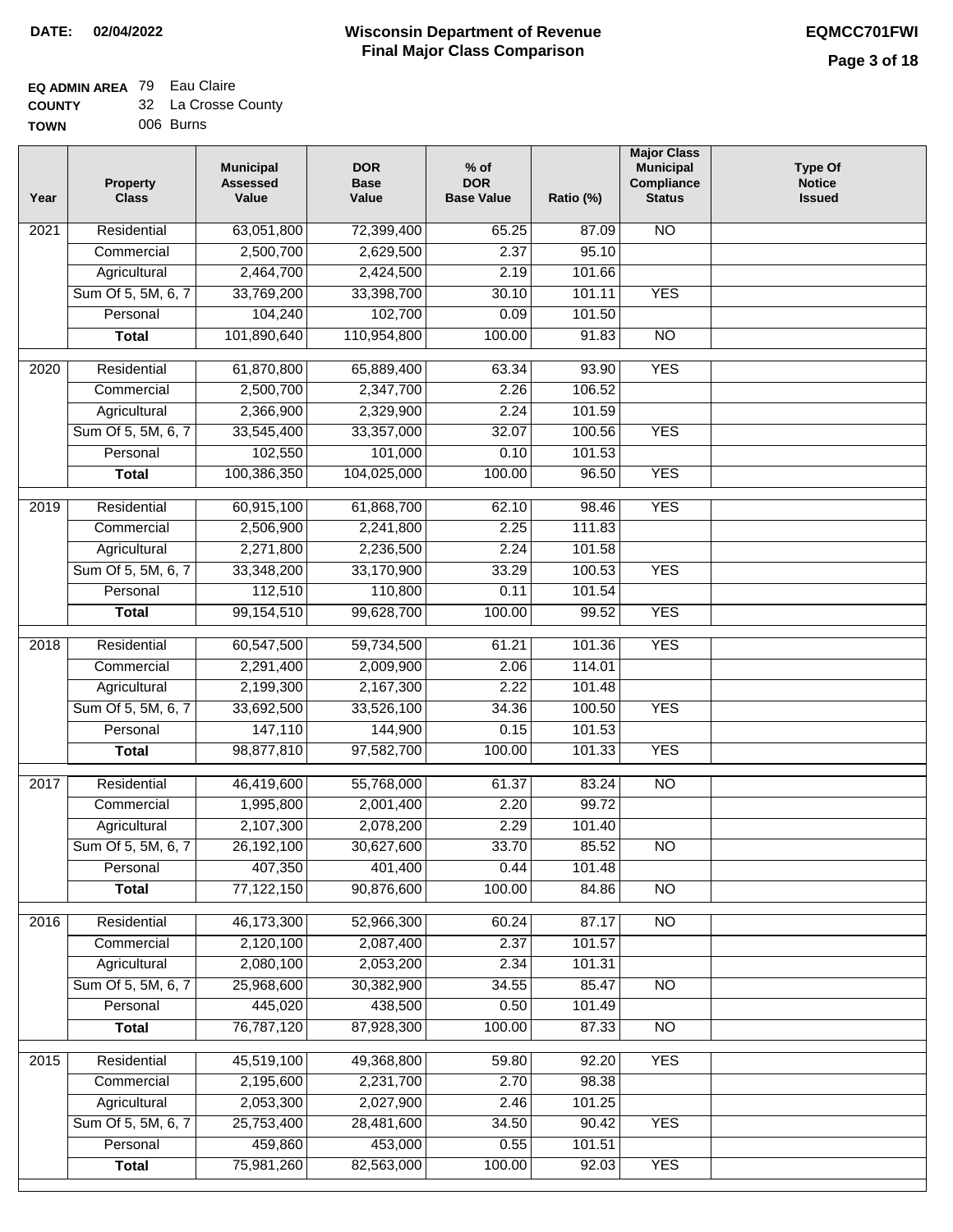**DATE: 02/04/2022**

# Wisconsin Department of Revenue
## Final Major Class Comparison

**EQMCC701FWI**

**EQ ADMIN AREA** 79 Eau Claire
**COUNTY** 32 La Crosse County
**TOWN** 006 Burns

| Year | Property Class | Municipal Assessed Value | DOR Base Value | % of DOR Base Value | Ratio (%) | Major Class Municipal Compliance Status | Type Of Notice Issued |
|---|---|---|---|---|---|---|---|
| 2021 | Residential | 63,051,800 | 72,399,400 | 65.25 | 87.09 | NO | |
| | Commercial | 2,500,700 | 2,629,500 | 2.37 | 95.10 | | |
| | Agricultural | 2,464,700 | 2,424,500 | 2.19 | 101.66 | | |
| | Sum Of 5, 5M, 6, 7 | 33,769,200 | 33,398,700 | 30.10 | 101.11 | YES | |
| | Personal | 104,240 | 102,700 | 0.09 | 101.50 | | |
| | **Total** | 101,890,640 | 110,954,800 | 100.00 | 91.83 | NO | |
| 2020 | Residential | 61,870,800 | 65,889,400 | 63.34 | 93.90 | YES | |
| | Commercial | 2,500,700 | 2,347,700 | 2.26 | 106.52 | | |
| | Agricultural | 2,366,900 | 2,329,900 | 2.24 | 101.59 | | |
| | Sum Of 5, 5M, 6, 7 | 33,545,400 | 33,357,000 | 32.07 | 100.56 | YES | |
| | Personal | 102,550 | 101,000 | 0.10 | 101.53 | | |
| | **Total** | 100,386,350 | 104,025,000 | 100.00 | 96.50 | YES | |
| 2019 | Residential | 60,915,100 | 61,868,700 | 62.10 | 98.46 | YES | |
| | Commercial | 2,506,900 | 2,241,800 | 2.25 | 111.83 | | |
| | Agricultural | 2,271,800 | 2,236,500 | 2.24 | 101.58 | | |
| | Sum Of 5, 5M, 6, 7 | 33,348,200 | 33,170,900 | 33.29 | 100.53 | YES | |
| | Personal | 112,510 | 110,800 | 0.11 | 101.54 | | |
| | **Total** | 99,154,510 | 99,628,700 | 100.00 | 99.52 | YES | |
| 2018 | Residential | 60,547,500 | 59,734,500 | 61.21 | 101.36 | YES | |
| | Commercial | 2,291,400 | 2,009,900 | 2.06 | 114.01 | | |
| | Agricultural | 2,199,300 | 2,167,300 | 2.22 | 101.48 | | |
| | Sum Of 5, 5M, 6, 7 | 33,692,500 | 33,526,100 | 34.36 | 100.50 | YES | |
| | Personal | 147,110 | 144,900 | 0.15 | 101.53 | | |
| | **Total** | 98,877,810 | 97,582,700 | 100.00 | 101.33 | YES | |
| 2017 | Residential | 46,419,600 | 55,768,000 | 61.37 | 83.24 | NO | |
| | Commercial | 1,995,800 | 2,001,400 | 2.20 | 99.72 | | |
| | Agricultural | 2,107,300 | 2,078,200 | 2.29 | 101.40 | | |
| | Sum Of 5, 5M, 6, 7 | 26,192,100 | 30,627,600 | 33.70 | 85.52 | NO | |
| | Personal | 407,350 | 401,400 | 0.44 | 101.48 | | |
| | **Total** | 77,122,150 | 90,876,600 | 100.00 | 84.86 | NO | |
| 2016 | Residential | 46,173,300 | 52,966,300 | 60.24 | 87.17 | NO | |
| | Commercial | 2,120,100 | 2,087,400 | 2.37 | 101.57 | | |
| | Agricultural | 2,080,100 | 2,053,200 | 2.34 | 101.31 | | |
| | Sum Of 5, 5M, 6, 7 | 25,968,600 | 30,382,900 | 34.55 | 85.47 | NO | |
| | Personal | 445,020 | 438,500 | 0.50 | 101.49 | | |
| | **Total** | 76,787,120 | 87,928,300 | 100.00 | 87.33 | NO | |
| 2015 | Residential | 45,519,100 | 49,368,800 | 59.80 | 92.20 | YES | |
| | Commercial | 2,195,600 | 2,231,700 | 2.70 | 98.38 | | |
| | Agricultural | 2,053,300 | 2,027,900 | 2.46 | 101.25 | | |
| | Sum Of 5, 5M, 6, 7 | 25,753,400 | 28,481,600 | 34.50 | 90.42 | YES | |
| | Personal | 459,860 | 453,000 | 0.55 | 101.51 | | |
| | **Total** | 75,981,260 | 82,563,000 | 100.00 | 92.03 | YES | |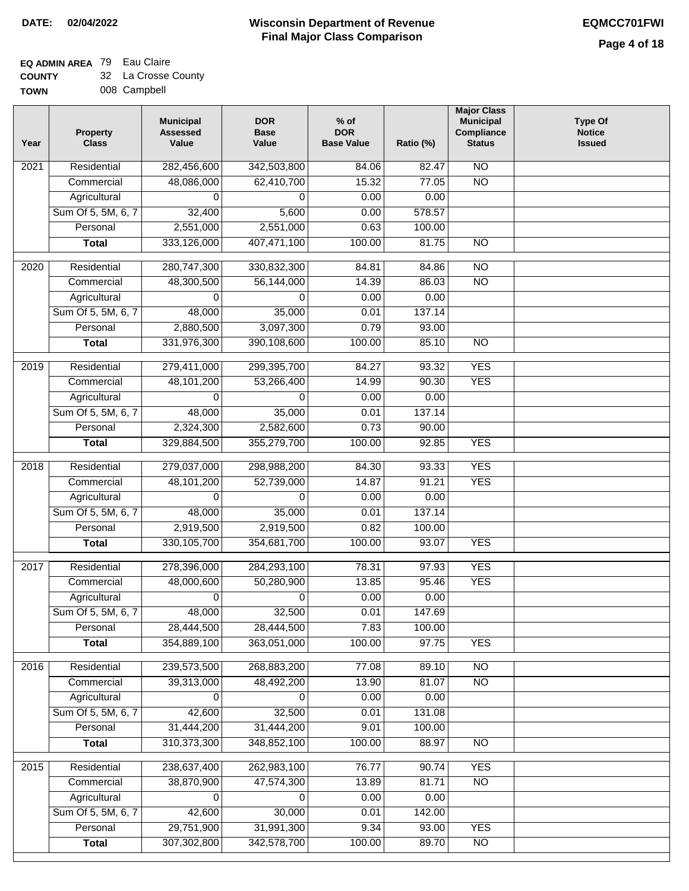**DATE: 02/04/2022**

# Wisconsin Department of Revenue
## Final Major Class Comparison

**EQMCC701FWI**

**EQ ADMIN AREA** 79 Eau Claire
**COUNTY** 32 La Crosse County
**TOWN** 008 Campbell

| Year | Property Class | Municipal Assessed Value | DOR Base Value | % of DOR Base Value | Ratio (%) | Major Class Municipal Compliance Status | Type Of Notice Issued |
|---|---|---|---|---|---|---|---|
| 2021 | Residential | 282,456,600 | 342,503,800 | 84.06 | 82.47 | NO | |
| | Commercial | 48,086,000 | 62,410,700 | 15.32 | 77.05 | NO | |
| | Agricultural | 0 | 0 | 0.00 | 0.00 | | |
| | Sum Of 5, 5M, 6, 7 | 32,400 | 5,600 | 0.00 | 578.57 | | |
| | Personal | 2,551,000 | 2,551,000 | 0.63 | 100.00 | | |
| | **Total** | 333,126,000 | 407,471,100 | 100.00 | 81.75 | NO | |
| 2020 | Residential | 280,747,300 | 330,832,300 | 84.81 | 84.86 | NO | |
| | Commercial | 48,300,500 | 56,144,000 | 14.39 | 86.03 | NO | |
| | Agricultural | 0 | 0 | 0.00 | 0.00 | | |
| | Sum Of 5, 5M, 6, 7 | 48,000 | 35,000 | 0.01 | 137.14 | | |
| | Personal | 2,880,500 | 3,097,300 | 0.79 | 93.00 | | |
| | **Total** | 331,976,300 | 390,108,600 | 100.00 | 85.10 | NO | |
| 2019 | Residential | 279,411,000 | 299,395,700 | 84.27 | 93.32 | YES | |
| | Commercial | 48,101,200 | 53,266,400 | 14.99 | 90.30 | YES | |
| | Agricultural | 0 | 0 | 0.00 | 0.00 | | |
| | Sum Of 5, 5M, 6, 7 | 48,000 | 35,000 | 0.01 | 137.14 | | |
| | Personal | 2,324,300 | 2,582,600 | 0.73 | 90.00 | | |
| | **Total** | 329,884,500 | 355,279,700 | 100.00 | 92.85 | YES | |
| 2018 | Residential | 279,037,000 | 298,988,200 | 84.30 | 93.33 | YES | |
| | Commercial | 48,101,200 | 52,739,000 | 14.87 | 91.21 | YES | |
| | Agricultural | 0 | 0 | 0.00 | 0.00 | | |
| | Sum Of 5, 5M, 6, 7 | 48,000 | 35,000 | 0.01 | 137.14 | | |
| | Personal | 2,919,500 | 2,919,500 | 0.82 | 100.00 | | |
| | **Total** | 330,105,700 | 354,681,700 | 100.00 | 93.07 | YES | |
| 2017 | Residential | 278,396,000 | 284,293,100 | 78.31 | 97.93 | YES | |
| | Commercial | 48,000,600 | 50,280,900 | 13.85 | 95.46 | YES | |
| | Agricultural | 0 | 0 | 0.00 | 0.00 | | |
| | Sum Of 5, 5M, 6, 7 | 48,000 | 32,500 | 0.01 | 147.69 | | |
| | Personal | 28,444,500 | 28,444,500 | 7.83 | 100.00 | | |
| | **Total** | 354,889,100 | 363,051,000 | 100.00 | 97.75 | YES | |
| 2016 | Residential | 239,573,500 | 268,883,200 | 77.08 | 89.10 | NO | |
| | Commercial | 39,313,000 | 48,492,200 | 13.90 | 81.07 | NO | |
| | Agricultural | 0 | 0 | 0.00 | 0.00 | | |
| | Sum Of 5, 5M, 6, 7 | 42,600 | 32,500 | 0.01 | 131.08 | | |
| | Personal | 31,444,200 | 31,444,200 | 9.01 | 100.00 | | |
| | **Total** | 310,373,300 | 348,852,100 | 100.00 | 88.97 | NO | |
| 2015 | Residential | 238,637,400 | 262,983,100 | 76.77 | 90.74 | YES | |
| | Commercial | 38,870,900 | 47,574,300 | 13.89 | 81.71 | NO | |
| | Agricultural | 0 | 0 | 0.00 | 0.00 | | |
| | Sum Of 5, 5M, 6, 7 | 42,600 | 30,000 | 0.01 | 142.00 | | |
| | Personal | 29,751,900 | 31,991,300 | 9.34 | 93.00 | YES | |
| | **Total** | 307,302,800 | 342,578,700 | 100.00 | 89.70 | NO | |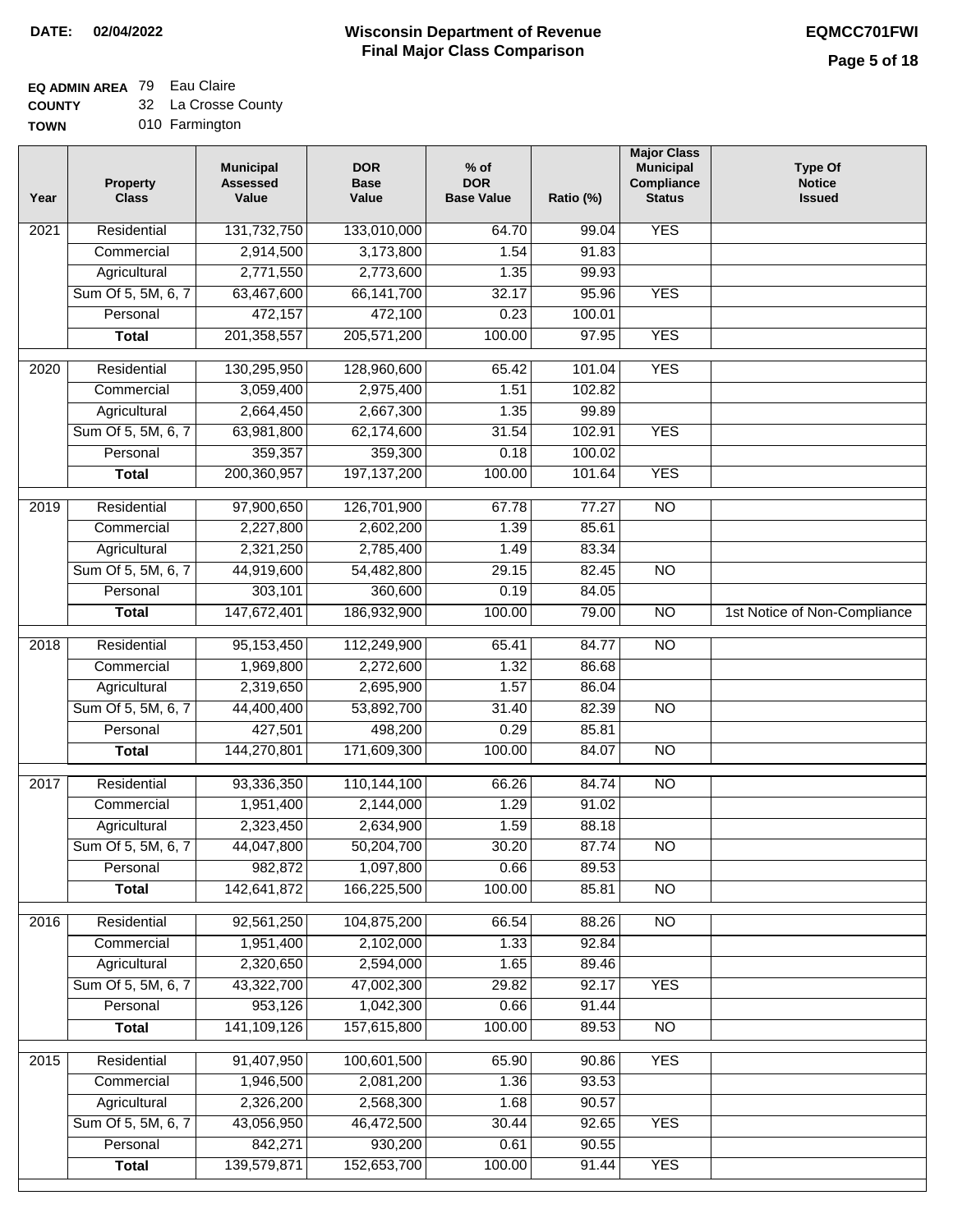**DATE:** 02/04/2022

# Wisconsin Department of Revenue
## Final Major Class Comparison

**EQMCC701FWI**

**EQ ADMIN AREA** 79 Eau Claire
**COUNTY** 32 La Crosse County
**TOWN** 010 Farmington

| Year | Property Class | Municipal Assessed Value | DOR Base Value | % of DOR Base Value | Ratio (%) | Major Class Municipal Compliance Status | Type Of Notice Issued |
|---|---|---|---|---|---|---|---|
| 2021 | Residential | 131,732,750 | 133,010,000 | 64.70 | 99.04 | YES | |
| | Commercial | 2,914,500 | 3,173,800 | 1.54 | 91.83 | | |
| | Agricultural | 2,771,550 | 2,773,600 | 1.35 | 99.93 | | |
| | Sum Of 5, 5M, 6, 7 | 63,467,600 | 66,141,700 | 32.17 | 95.96 | YES | |
| | Personal | 472,157 | 472,100 | 0.23 | 100.01 | | |
| | **Total** | 201,358,557 | 205,571,200 | 100.00 | 97.95 | YES | |
| 2020 | Residential | 130,295,950 | 128,960,600 | 65.42 | 101.04 | YES | |
| | Commercial | 3,059,400 | 2,975,400 | 1.51 | 102.82 | | |
| | Agricultural | 2,664,450 | 2,667,300 | 1.35 | 99.89 | | |
| | Sum Of 5, 5M, 6, 7 | 63,981,800 | 62,174,600 | 31.54 | 102.91 | YES | |
| | Personal | 359,357 | 359,300 | 0.18 | 100.02 | | |
| | **Total** | 200,360,957 | 197,137,200 | 100.00 | 101.64 | YES | |
| 2019 | Residential | 97,900,650 | 126,701,900 | 67.78 | 77.27 | NO | |
| | Commercial | 2,227,800 | 2,602,200 | 1.39 | 85.61 | | |
| | Agricultural | 2,321,250 | 2,785,400 | 1.49 | 83.34 | | |
| | Sum Of 5, 5M, 6, 7 | 44,919,600 | 54,482,800 | 29.15 | 82.45 | NO | |
| | Personal | 303,101 | 360,600 | 0.19 | 84.05 | | |
| | **Total** | 147,672,401 | 186,932,900 | 100.00 | 79.00 | NO | 1st Notice of Non-Compliance |
| 2018 | Residential | 95,153,450 | 112,249,900 | 65.41 | 84.77 | NO | |
| | Commercial | 1,969,800 | 2,272,600 | 1.32 | 86.68 | | |
| | Agricultural | 2,319,650 | 2,695,900 | 1.57 | 86.04 | | |
| | Sum Of 5, 5M, 6, 7 | 44,400,400 | 53,892,700 | 31.40 | 82.39 | NO | |
| | Personal | 427,501 | 498,200 | 0.29 | 85.81 | | |
| | **Total** | 144,270,801 | 171,609,300 | 100.00 | 84.07 | NO | |
| 2017 | Residential | 93,336,350 | 110,144,100 | 66.26 | 84.74 | NO | |
| | Commercial | 1,951,400 | 2,144,000 | 1.29 | 91.02 | | |
| | Agricultural | 2,323,450 | 2,634,900 | 1.59 | 88.18 | | |
| | Sum Of 5, 5M, 6, 7 | 44,047,800 | 50,204,700 | 30.20 | 87.74 | NO | |
| | Personal | 982,872 | 1,097,800 | 0.66 | 89.53 | | |
| | **Total** | 142,641,872 | 166,225,500 | 100.00 | 85.81 | NO | |
| 2016 | Residential | 92,561,250 | 104,875,200 | 66.54 | 88.26 | NO | |
| | Commercial | 1,951,400 | 2,102,000 | 1.33 | 92.84 | | |
| | Agricultural | 2,320,650 | 2,594,000 | 1.65 | 89.46 | | |
| | Sum Of 5, 5M, 6, 7 | 43,322,700 | 47,002,300 | 29.82 | 92.17 | YES | |
| | Personal | 953,126 | 1,042,300 | 0.66 | 91.44 | | |
| | **Total** | 141,109,126 | 157,615,800 | 100.00 | 89.53 | NO | |
| 2015 | Residential | 91,407,950 | 100,601,500 | 65.90 | 90.86 | YES | |
| | Commercial | 1,946,500 | 2,081,200 | 1.36 | 93.53 | | |
| | Agricultural | 2,326,200 | 2,568,300 | 1.68 | 90.57 | | |
| | Sum Of 5, 5M, 6, 7 | 43,056,950 | 46,472,500 | 30.44 | 92.65 | YES | |
| | Personal | 842,271 | 930,200 | 0.61 | 90.55 | | |
| | **Total** | 139,579,871 | 152,653,700 | 100.00 | 91.44 | YES | |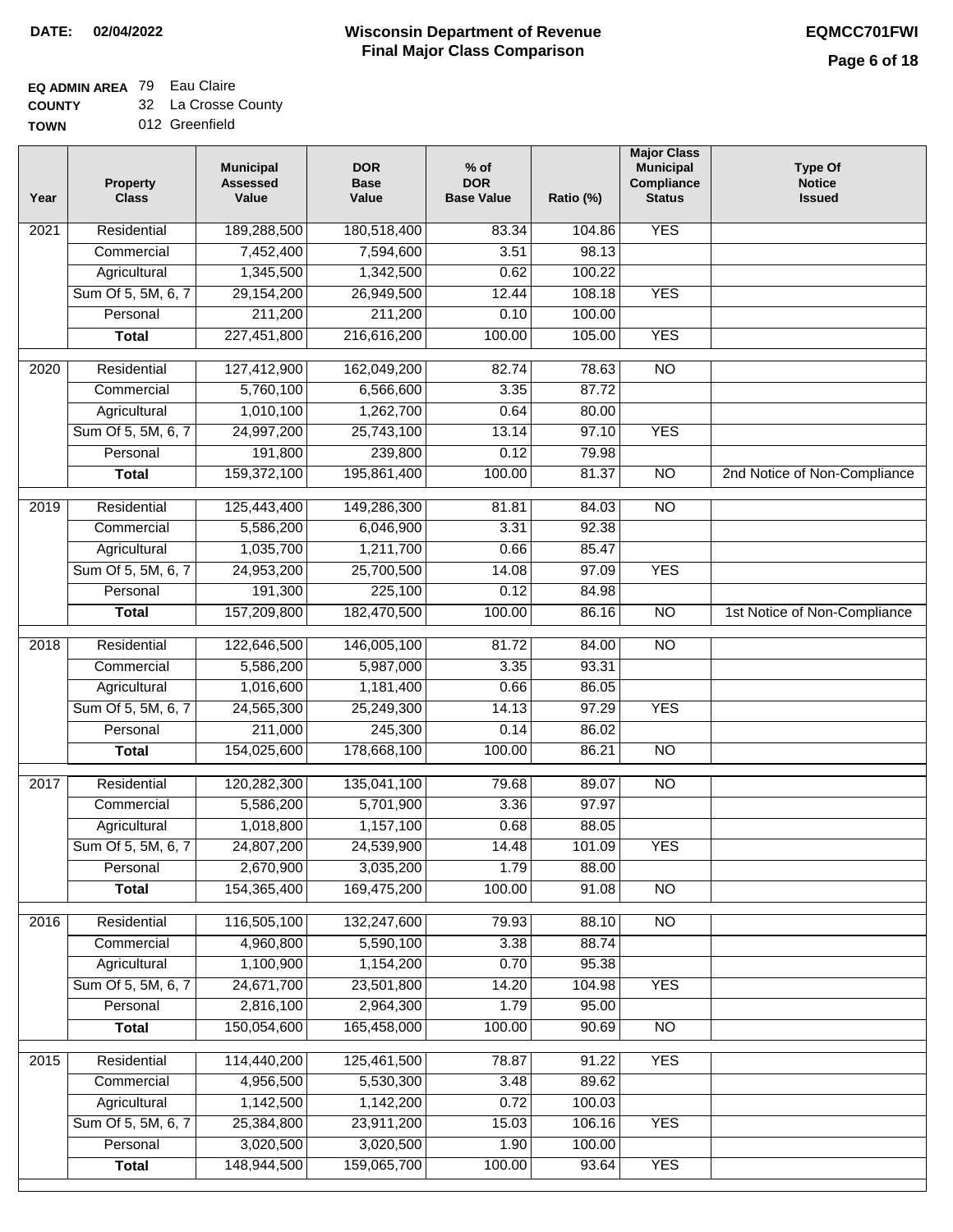**DATE: 02/04/2022**

# Wisconsin Department of Revenue
## Final Major Class Comparison

**EQMCC701FWI**

**EQ ADMIN AREA** 79 Eau Claire
**COUNTY** 32 La Crosse County
**TOWN** 012 Greenfield

| Year | Property Class | Municipal Assessed Value | DOR Base Value | % of DOR Base Value | Ratio (%) | Major Class Municipal Compliance Status | Type Of Notice Issued |
|---|---|---|---|---|---|---|---|
| 2021 | Residential | 189,288,500 | 180,518,400 | 83.34 | 104.86 | YES | |
| | Commercial | 7,452,400 | 7,594,600 | 3.51 | 98.13 | | |
| | Agricultural | 1,345,500 | 1,342,500 | 0.62 | 100.22 | | |
| | Sum Of 5, 5M, 6, 7 | 29,154,200 | 26,949,500 | 12.44 | 108.18 | YES | |
| | Personal | 211,200 | 211,200 | 0.10 | 100.00 | | |
| | **Total** | 227,451,800 | 216,616,200 | 100.00 | 105.00 | YES | |
| 2020 | Residential | 127,412,900 | 162,049,200 | 82.74 | 78.63 | NO | |
| | Commercial | 5,760,100 | 6,566,600 | 3.35 | 87.72 | | |
| | Agricultural | 1,010,100 | 1,262,700 | 0.64 | 80.00 | | |
| | Sum Of 5, 5M, 6, 7 | 24,997,200 | 25,743,100 | 13.14 | 97.10 | YES | |
| | Personal | 191,800 | 239,800 | 0.12 | 79.98 | | |
| | **Total** | 159,372,100 | 195,861,400 | 100.00 | 81.37 | NO | 2nd Notice of Non-Compliance |
| 2019 | Residential | 125,443,400 | 149,286,300 | 81.81 | 84.03 | NO | |
| | Commercial | 5,586,200 | 6,046,900 | 3.31 | 92.38 | | |
| | Agricultural | 1,035,700 | 1,211,700 | 0.66 | 85.47 | | |
| | Sum Of 5, 5M, 6, 7 | 24,953,200 | 25,700,500 | 14.08 | 97.09 | YES | |
| | Personal | 191,300 | 225,100 | 0.12 | 84.98 | | |
| | **Total** | 157,209,800 | 182,470,500 | 100.00 | 86.16 | NO | 1st Notice of Non-Compliance |
| 2018 | Residential | 122,646,500 | 146,005,100 | 81.72 | 84.00 | NO | |
| | Commercial | 5,586,200 | 5,987,000 | 3.35 | 93.31 | | |
| | Agricultural | 1,016,600 | 1,181,400 | 0.66 | 86.05 | | |
| | Sum Of 5, 5M, 6, 7 | 24,565,300 | 25,249,300 | 14.13 | 97.29 | YES | |
| | Personal | 211,000 | 245,300 | 0.14 | 86.02 | | |
| | **Total** | 154,025,600 | 178,668,100 | 100.00 | 86.21 | NO | |
| 2017 | Residential | 120,282,300 | 135,041,100 | 79.68 | 89.07 | NO | |
| | Commercial | 5,586,200 | 5,701,900 | 3.36 | 97.97 | | |
| | Agricultural | 1,018,800 | 1,157,100 | 0.68 | 88.05 | | |
| | Sum Of 5, 5M, 6, 7 | 24,807,200 | 24,539,900 | 14.48 | 101.09 | YES | |
| | Personal | 2,670,900 | 3,035,200 | 1.79 | 88.00 | | |
| | **Total** | 154,365,400 | 169,475,200 | 100.00 | 91.08 | NO | |
| 2016 | Residential | 116,505,100 | 132,247,600 | 79.93 | 88.10 | NO | |
| | Commercial | 4,960,800 | 5,590,100 | 3.38 | 88.74 | | |
| | Agricultural | 1,100,900 | 1,154,200 | 0.70 | 95.38 | | |
| | Sum Of 5, 5M, 6, 7 | 24,671,700 | 23,501,800 | 14.20 | 104.98 | YES | |
| | Personal | 2,816,100 | 2,964,300 | 1.79 | 95.00 | | |
| | **Total** | 150,054,600 | 165,458,000 | 100.00 | 90.69 | NO | |
| 2015 | Residential | 114,440,200 | 125,461,500 | 78.87 | 91.22 | YES | |
| | Commercial | 4,956,500 | 5,530,300 | 3.48 | 89.62 | | |
| | Agricultural | 1,142,500 | 1,142,200 | 0.72 | 100.03 | | |
| | Sum Of 5, 5M, 6, 7 | 25,384,800 | 23,911,200 | 15.03 | 106.16 | YES | |
| | Personal | 3,020,500 | 3,020,500 | 1.90 | 100.00 | | |
| | **Total** | 148,944,500 | 159,065,700 | 100.00 | 93.64 | YES | |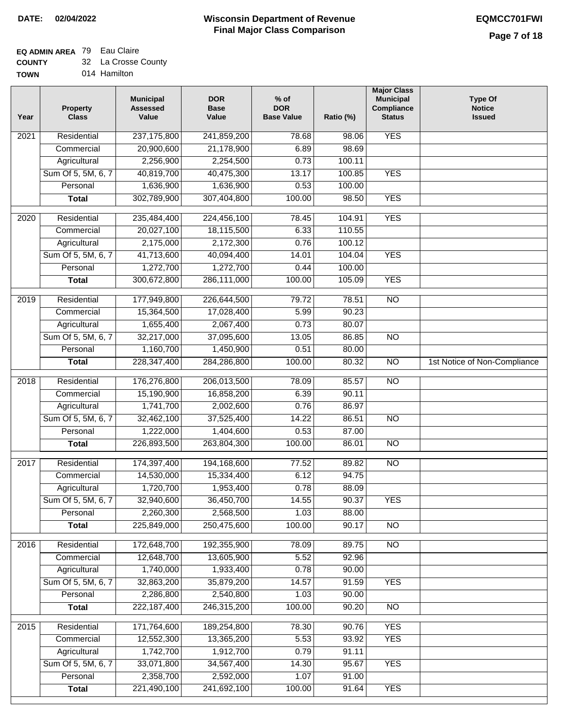**DATE:** 02/04/2022

# Wisconsin Department of Revenue
## Final Major Class Comparison

**EQMCC701FWI**

**EQ ADMIN AREA** 79 Eau Claire
**COUNTY** 32 La Crosse County
**TOWN** 014 Hamilton

| Year | Property Class | Municipal Assessed Value | DOR Base Value | % of DOR Base Value | Ratio (%) | Major Class Municipal Compliance Status | Type Of Notice Issued |
|---|---|---|---|---|---|---|---|
| 2021 | Residential | 237,175,800 | 241,859,200 | 78.68 | 98.06 | YES | |
| | Commercial | 20,900,600 | 21,178,900 | 6.89 | 98.69 | | |
| | Agricultural | 2,256,900 | 2,254,500 | 0.73 | 100.11 | | |
| | Sum Of 5, 5M, 6, 7 | 40,819,700 | 40,475,300 | 13.17 | 100.85 | YES | |
| | Personal | 1,636,900 | 1,636,900 | 0.53 | 100.00 | | |
| | **Total** | 302,789,900 | 307,404,800 | 100.00 | 98.50 | YES | |
| 2020 | Residential | 235,484,400 | 224,456,100 | 78.45 | 104.91 | YES | |
| | Commercial | 20,027,100 | 18,115,500 | 6.33 | 110.55 | | |
| | Agricultural | 2,175,000 | 2,172,300 | 0.76 | 100.12 | | |
| | Sum Of 5, 5M, 6, 7 | 41,713,600 | 40,094,400 | 14.01 | 104.04 | YES | |
| | Personal | 1,272,700 | 1,272,700 | 0.44 | 100.00 | | |
| | **Total** | 300,672,800 | 286,111,000 | 100.00 | 105.09 | YES | |
| 2019 | Residential | 177,949,800 | 226,644,500 | 79.72 | 78.51 | NO | |
| | Commercial | 15,364,500 | 17,028,400 | 5.99 | 90.23 | | |
| | Agricultural | 1,655,400 | 2,067,400 | 0.73 | 80.07 | | |
| | Sum Of 5, 5M, 6, 7 | 32,217,000 | 37,095,600 | 13.05 | 86.85 | NO | |
| | Personal | 1,160,700 | 1,450,900 | 0.51 | 80.00 | | |
| | **Total** | 228,347,400 | 284,286,800 | 100.00 | 80.32 | NO | 1st Notice of Non-Compliance |
| 2018 | Residential | 176,276,800 | 206,013,500 | 78.09 | 85.57 | NO | |
| | Commercial | 15,190,900 | 16,858,200 | 6.39 | 90.11 | | |
| | Agricultural | 1,741,700 | 2,002,600 | 0.76 | 86.97 | | |
| | Sum Of 5, 5M, 6, 7 | 32,462,100 | 37,525,400 | 14.22 | 86.51 | NO | |
| | Personal | 1,222,000 | 1,404,600 | 0.53 | 87.00 | | |
| | **Total** | 226,893,500 | 263,804,300 | 100.00 | 86.01 | NO | |
| 2017 | Residential | 174,397,400 | 194,168,600 | 77.52 | 89.82 | NO | |
| | Commercial | 14,530,000 | 15,334,400 | 6.12 | 94.75 | | |
| | Agricultural | 1,720,700 | 1,953,400 | 0.78 | 88.09 | | |
| | Sum Of 5, 5M, 6, 7 | 32,940,600 | 36,450,700 | 14.55 | 90.37 | YES | |
| | Personal | 2,260,300 | 2,568,500 | 1.03 | 88.00 | | |
| | **Total** | 225,849,000 | 250,475,600 | 100.00 | 90.17 | NO | |
| 2016 | Residential | 172,648,700 | 192,355,900 | 78.09 | 89.75 | NO | |
| | Commercial | 12,648,700 | 13,605,900 | 5.52 | 92.96 | | |
| | Agricultural | 1,740,000 | 1,933,400 | 0.78 | 90.00 | | |
| | Sum Of 5, 5M, 6, 7 | 32,863,200 | 35,879,200 | 14.57 | 91.59 | YES | |
| | Personal | 2,286,800 | 2,540,800 | 1.03 | 90.00 | | |
| | **Total** | 222,187,400 | 246,315,200 | 100.00 | 90.20 | NO | |
| 2015 | Residential | 171,764,600 | 189,254,800 | 78.30 | 90.76 | YES | |
| | Commercial | 12,552,300 | 13,365,200 | 5.53 | 93.92 | YES | |
| | Agricultural | 1,742,700 | 1,912,700 | 0.79 | 91.11 | | |
| | Sum Of 5, 5M, 6, 7 | 33,071,800 | 34,567,400 | 14.30 | 95.67 | YES | |
| | Personal | 2,358,700 | 2,592,000 | 1.07 | 91.00 | | |
| | **Total** | 221,490,100 | 241,692,100 | 100.00 | 91.64 | YES | |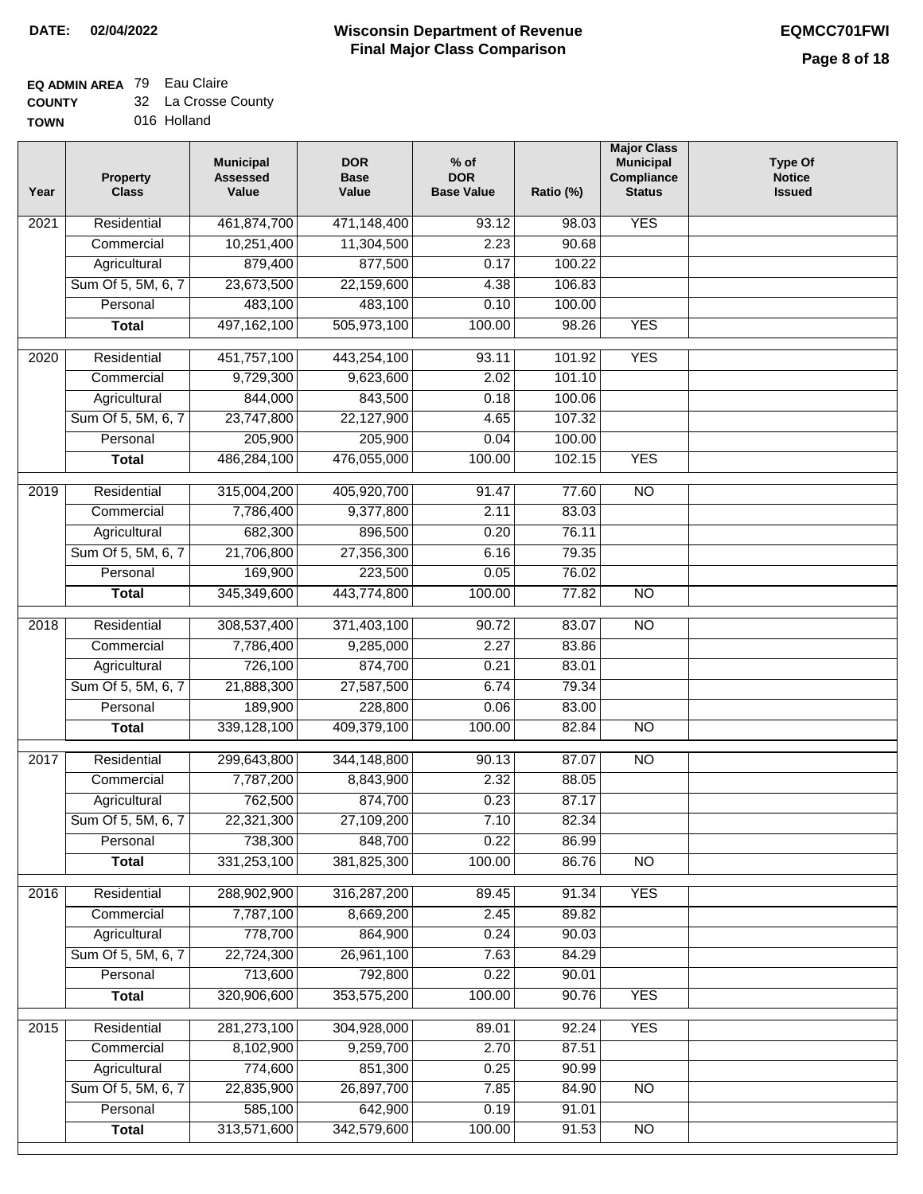**DATE: 02/04/2022**

# Wisconsin Department of Revenue
## Final Major Class Comparison

**EQMCC701FWI**

**EQ ADMIN AREA** 79 Eau Claire
**COUNTY** 32 La Crosse County
**TOWN** 016 Holland

| Year | Property Class | Municipal Assessed Value | DOR Base Value | % of DOR Base Value | Ratio (%) | Major Class Municipal Compliance Status | Type Of Notice Issued |
|---|---|---|---|---|---|---|---|
| 2021 | Residential | 461,874,700 | 471,148,400 | 93.12 | 98.03 | YES | |
| | Commercial | 10,251,400 | 11,304,500 | 2.23 | 90.68 | | |
| | Agricultural | 879,400 | 877,500 | 0.17 | 100.22 | | |
| | Sum Of 5, 5M, 6, 7 | 23,673,500 | 22,159,600 | 4.38 | 106.83 | | |
| | Personal | 483,100 | 483,100 | 0.10 | 100.00 | | |
| | **Total** | 497,162,100 | 505,973,100 | 100.00 | 98.26 | YES | |
| 2020 | Residential | 451,757,100 | 443,254,100 | 93.11 | 101.92 | YES | |
| | Commercial | 9,729,300 | 9,623,600 | 2.02 | 101.10 | | |
| | Agricultural | 844,000 | 843,500 | 0.18 | 100.06 | | |
| | Sum Of 5, 5M, 6, 7 | 23,747,800 | 22,127,900 | 4.65 | 107.32 | | |
| | Personal | 205,900 | 205,900 | 0.04 | 100.00 | | |
| | **Total** | 486,284,100 | 476,055,000 | 100.00 | 102.15 | YES | |
| 2019 | Residential | 315,004,200 | 405,920,700 | 91.47 | 77.60 | NO | |
| | Commercial | 7,786,400 | 9,377,800 | 2.11 | 83.03 | | |
| | Agricultural | 682,300 | 896,500 | 0.20 | 76.11 | | |
| | Sum Of 5, 5M, 6, 7 | 21,706,800 | 27,356,300 | 6.16 | 79.35 | | |
| | Personal | 169,900 | 223,500 | 0.05 | 76.02 | | |
| | **Total** | 345,349,600 | 443,774,800 | 100.00 | 77.82 | NO | |
| 2018 | Residential | 308,537,400 | 371,403,100 | 90.72 | 83.07 | NO | |
| | Commercial | 7,786,400 | 9,285,000 | 2.27 | 83.86 | | |
| | Agricultural | 726,100 | 874,700 | 0.21 | 83.01 | | |
| | Sum Of 5, 5M, 6, 7 | 21,888,300 | 27,587,500 | 6.74 | 79.34 | | |
| | Personal | 189,900 | 228,800 | 0.06 | 83.00 | | |
| | **Total** | 339,128,100 | 409,379,100 | 100.00 | 82.84 | NO | |
| 2017 | Residential | 299,643,800 | 344,148,800 | 90.13 | 87.07 | NO | |
| | Commercial | 7,787,200 | 8,843,900 | 2.32 | 88.05 | | |
| | Agricultural | 762,500 | 874,700 | 0.23 | 87.17 | | |
| | Sum Of 5, 5M, 6, 7 | 22,321,300 | 27,109,200 | 7.10 | 82.34 | | |
| | Personal | 738,300 | 848,700 | 0.22 | 86.99 | | |
| | **Total** | 331,253,100 | 381,825,300 | 100.00 | 86.76 | NO | |
| 2016 | Residential | 288,902,900 | 316,287,200 | 89.45 | 91.34 | YES | |
| | Commercial | 7,787,100 | 8,669,200 | 2.45 | 89.82 | | |
| | Agricultural | 778,700 | 864,900 | 0.24 | 90.03 | | |
| | Sum Of 5, 5M, 6, 7 | 22,724,300 | 26,961,100 | 7.63 | 84.29 | | |
| | Personal | 713,600 | 792,800 | 0.22 | 90.01 | | |
| | **Total** | 320,906,600 | 353,575,200 | 100.00 | 90.76 | YES | |
| 2015 | Residential | 281,273,100 | 304,928,000 | 89.01 | 92.24 | YES | |
| | Commercial | 8,102,900 | 9,259,700 | 2.70 | 87.51 | | |
| | Agricultural | 774,600 | 851,300 | 0.25 | 90.99 | | |
| | Sum Of 5, 5M, 6, 7 | 22,835,900 | 26,897,700 | 7.85 | 84.90 | NO | |
| | Personal | 585,100 | 642,900 | 0.19 | 91.01 | | |
| | **Total** | 313,571,600 | 342,579,600 | 100.00 | 91.53 | NO | |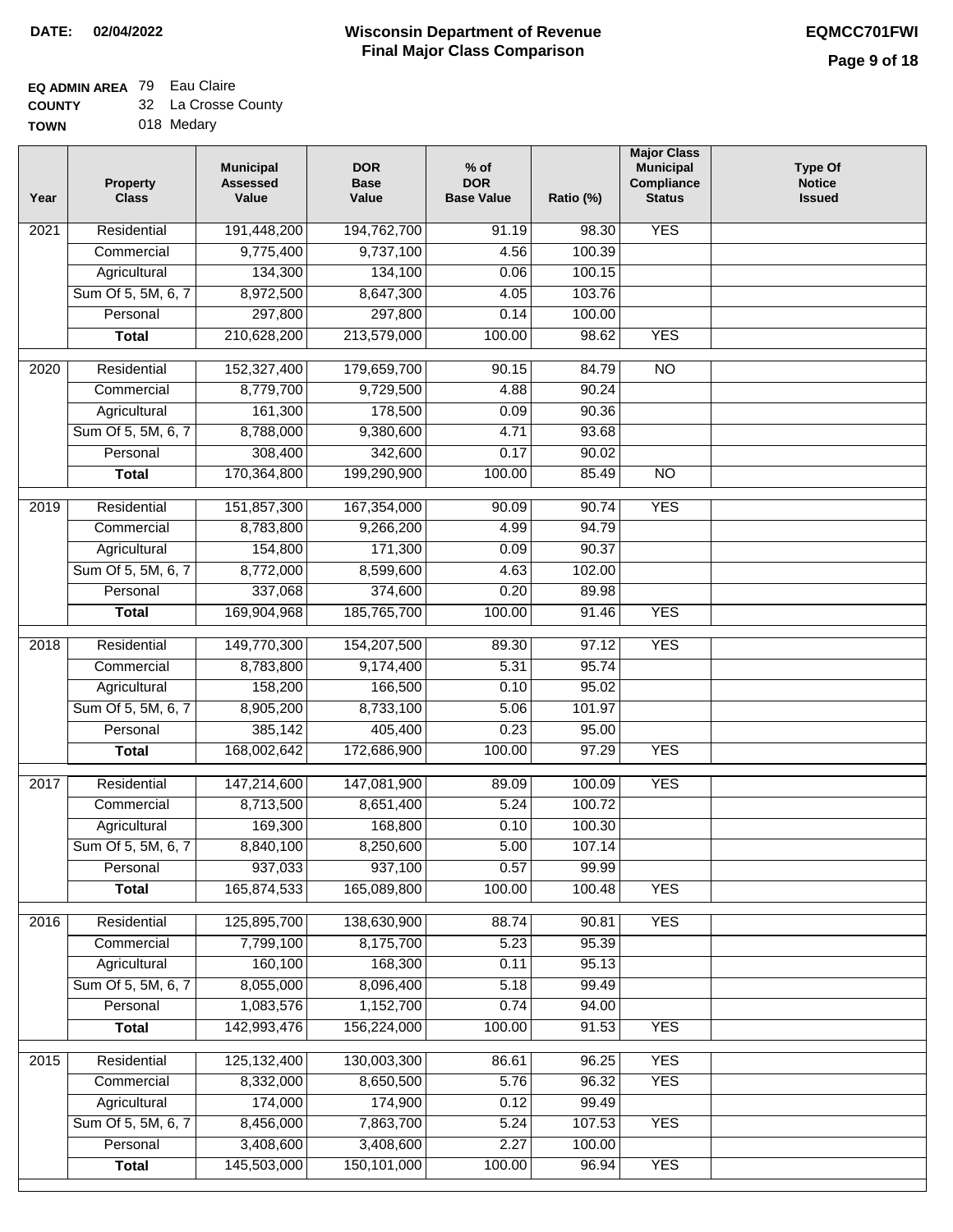**DATE: 02/04/2022**

# Wisconsin Department of Revenue
## Final Major Class Comparison

**EQMCC701FWI**

**EQ ADMIN AREA** 79 Eau Claire
**COUNTY** 32 La Crosse County
**TOWN** 018 Medary

| Year | Property Class | Municipal Assessed Value | DOR Base Value | % of DOR Base Value | Ratio (%) | Major Class Municipal Compliance Status | Type Of Notice Issued |
|---|---|---|---|---|---|---|---|
| 2021 | Residential | 191,448,200 | 194,762,700 | 91.19 | 98.30 | YES | |
| | Commercial | 9,775,400 | 9,737,100 | 4.56 | 100.39 | | |
| | Agricultural | 134,300 | 134,100 | 0.06 | 100.15 | | |
| | Sum Of 5, 5M, 6, 7 | 8,972,500 | 8,647,300 | 4.05 | 103.76 | | |
| | Personal | 297,800 | 297,800 | 0.14 | 100.00 | | |
| | **Total** | 210,628,200 | 213,579,000 | 100.00 | 98.62 | YES | |
| 2020 | Residential | 152,327,400 | 179,659,700 | 90.15 | 84.79 | NO | |
| | Commercial | 8,779,700 | 9,729,500 | 4.88 | 90.24 | | |
| | Agricultural | 161,300 | 178,500 | 0.09 | 90.36 | | |
| | Sum Of 5, 5M, 6, 7 | 8,788,000 | 9,380,600 | 4.71 | 93.68 | | |
| | Personal | 308,400 | 342,600 | 0.17 | 90.02 | | |
| | **Total** | 170,364,800 | 199,290,900 | 100.00 | 85.49 | NO | |
| 2019 | Residential | 151,857,300 | 167,354,000 | 90.09 | 90.74 | YES | |
| | Commercial | 8,783,800 | 9,266,200 | 4.99 | 94.79 | | |
| | Agricultural | 154,800 | 171,300 | 0.09 | 90.37 | | |
| | Sum Of 5, 5M, 6, 7 | 8,772,000 | 8,599,600 | 4.63 | 102.00 | | |
| | Personal | 337,068 | 374,600 | 0.20 | 89.98 | | |
| | **Total** | 169,904,968 | 185,765,700 | 100.00 | 91.46 | YES | |
| 2018 | Residential | 149,770,300 | 154,207,500 | 89.30 | 97.12 | YES | |
| | Commercial | 8,783,800 | 9,174,400 | 5.31 | 95.74 | | |
| | Agricultural | 158,200 | 166,500 | 0.10 | 95.02 | | |
| | Sum Of 5, 5M, 6, 7 | 8,905,200 | 8,733,100 | 5.06 | 101.97 | | |
| | Personal | 385,142 | 405,400 | 0.23 | 95.00 | | |
| | **Total** | 168,002,642 | 172,686,900 | 100.00 | 97.29 | YES | |
| 2017 | Residential | 147,214,600 | 147,081,900 | 89.09 | 100.09 | YES | |
| | Commercial | 8,713,500 | 8,651,400 | 5.24 | 100.72 | | |
| | Agricultural | 169,300 | 168,800 | 0.10 | 100.30 | | |
| | Sum Of 5, 5M, 6, 7 | 8,840,100 | 8,250,600 | 5.00 | 107.14 | | |
| | Personal | 937,033 | 937,100 | 0.57 | 99.99 | | |
| | **Total** | 165,874,533 | 165,089,800 | 100.00 | 100.48 | YES | |
| 2016 | Residential | 125,895,700 | 138,630,900 | 88.74 | 90.81 | YES | |
| | Commercial | 7,799,100 | 8,175,700 | 5.23 | 95.39 | | |
| | Agricultural | 160,100 | 168,300 | 0.11 | 95.13 | | |
| | Sum Of 5, 5M, 6, 7 | 8,055,000 | 8,096,400 | 5.18 | 99.49 | | |
| | Personal | 1,083,576 | 1,152,700 | 0.74 | 94.00 | | |
| | **Total** | 142,993,476 | 156,224,000 | 100.00 | 91.53 | YES | |
| 2015 | Residential | 125,132,400 | 130,003,300 | 86.61 | 96.25 | YES | |
| | Commercial | 8,332,000 | 8,650,500 | 5.76 | 96.32 | YES | |
| | Agricultural | 174,000 | 174,900 | 0.12 | 99.49 | | |
| | Sum Of 5, 5M, 6, 7 | 8,456,000 | 7,863,700 | 5.24 | 107.53 | YES | |
| | Personal | 3,408,600 | 3,408,600 | 2.27 | 100.00 | | |
| | **Total** | 145,503,000 | 150,101,000 | 100.00 | 96.94 | YES | |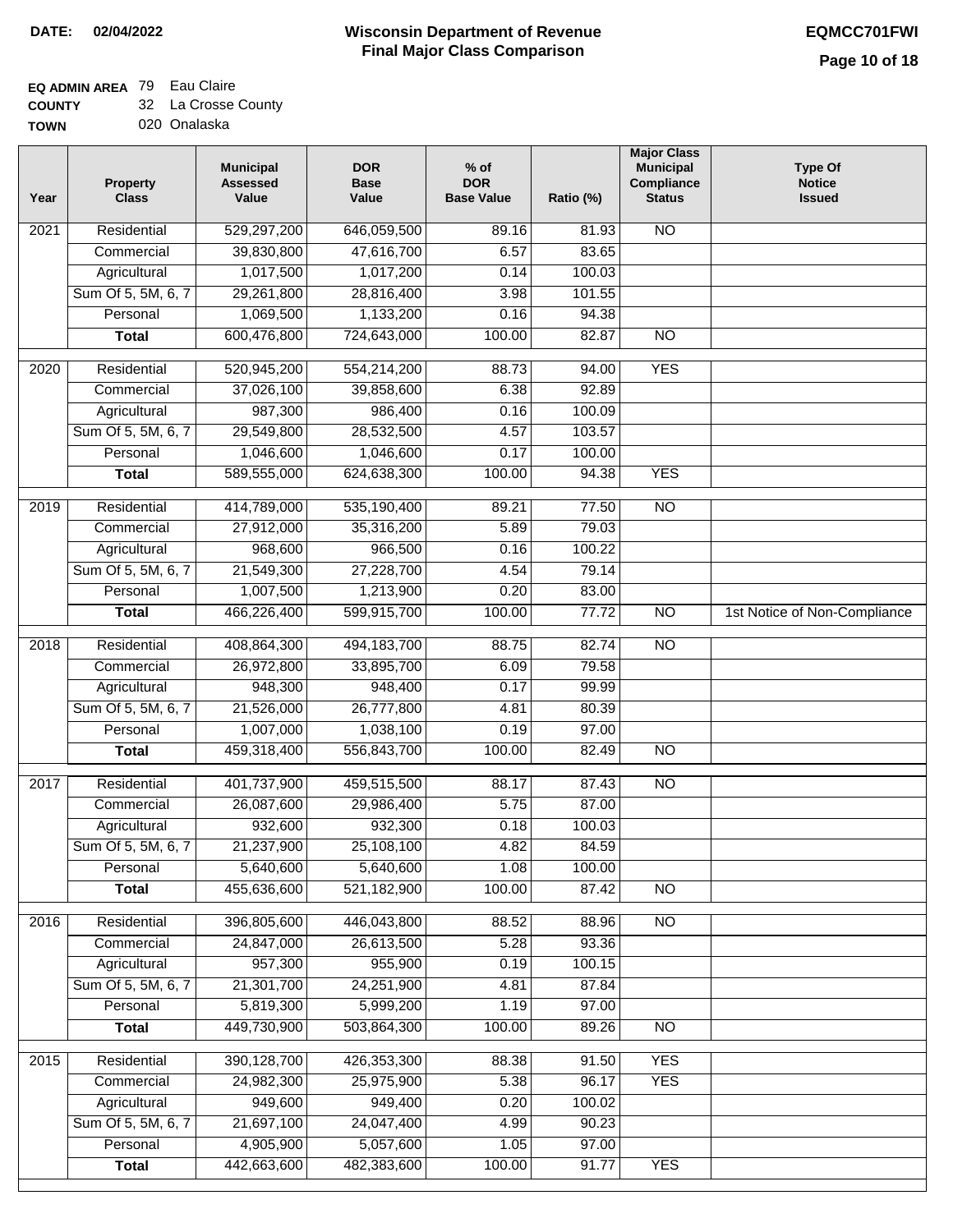**DATE:** 02/04/2022

# Wisconsin Department of Revenue
## Final Major Class Comparison

**EQMCC701FWI**

**EQ ADMIN AREA** 79 Eau Claire
**COUNTY** 32 La Crosse County
**TOWN** 020 Onalaska

| Year | Property Class | Municipal Assessed Value | DOR Base Value | % of DOR Base Value | Ratio (%) | Major Class Municipal Compliance Status | Type Of Notice Issued |
|---|---|---|---|---|---|---|---|
| 2021 | Residential | 529,297,200 | 646,059,500 | 89.16 | 81.93 | NO | |
| | Commercial | 39,830,800 | 47,616,700 | 6.57 | 83.65 | | |
| | Agricultural | 1,017,500 | 1,017,200 | 0.14 | 100.03 | | |
| | Sum Of 5, 5M, 6, 7 | 29,261,800 | 28,816,400 | 3.98 | 101.55 | | |
| | Personal | 1,069,500 | 1,133,200 | 0.16 | 94.38 | | |
| | **Total** | 600,476,800 | 724,643,000 | 100.00 | 82.87 | NO | |
| 2020 | Residential | 520,945,200 | 554,214,200 | 88.73 | 94.00 | YES | |
| | Commercial | 37,026,100 | 39,858,600 | 6.38 | 92.89 | | |
| | Agricultural | 987,300 | 986,400 | 0.16 | 100.09 | | |
| | Sum Of 5, 5M, 6, 7 | 29,549,800 | 28,532,500 | 4.57 | 103.57 | | |
| | Personal | 1,046,600 | 1,046,600 | 0.17 | 100.00 | | |
| | **Total** | 589,555,000 | 624,638,300 | 100.00 | 94.38 | YES | |
| 2019 | Residential | 414,789,000 | 535,190,400 | 89.21 | 77.50 | NO | |
| | Commercial | 27,912,000 | 35,316,200 | 5.89 | 79.03 | | |
| | Agricultural | 968,600 | 966,500 | 0.16 | 100.22 | | |
| | Sum Of 5, 5M, 6, 7 | 21,549,300 | 27,228,700 | 4.54 | 79.14 | | |
| | Personal | 1,007,500 | 1,213,900 | 0.20 | 83.00 | | |
| | **Total** | 466,226,400 | 599,915,700 | 100.00 | 77.72 | NO | 1st Notice of Non-Compliance |
| 2018 | Residential | 408,864,300 | 494,183,700 | 88.75 | 82.74 | NO | |
| | Commercial | 26,972,800 | 33,895,700 | 6.09 | 79.58 | | |
| | Agricultural | 948,300 | 948,400 | 0.17 | 99.99 | | |
| | Sum Of 5, 5M, 6, 7 | 21,526,000 | 26,777,800 | 4.81 | 80.39 | | |
| | Personal | 1,007,000 | 1,038,100 | 0.19 | 97.00 | | |
| | **Total** | 459,318,400 | 556,843,700 | 100.00 | 82.49 | NO | |
| 2017 | Residential | 401,737,900 | 459,515,500 | 88.17 | 87.43 | NO | |
| | Commercial | 26,087,600 | 29,986,400 | 5.75 | 87.00 | | |
| | Agricultural | 932,600 | 932,300 | 0.18 | 100.03 | | |
| | Sum Of 5, 5M, 6, 7 | 21,237,900 | 25,108,100 | 4.82 | 84.59 | | |
| | Personal | 5,640,600 | 5,640,600 | 1.08 | 100.00 | | |
| | **Total** | 455,636,600 | 521,182,900 | 100.00 | 87.42 | NO | |
| 2016 | Residential | 396,805,600 | 446,043,800 | 88.52 | 88.96 | NO | |
| | Commercial | 24,847,000 | 26,613,500 | 5.28 | 93.36 | | |
| | Agricultural | 957,300 | 955,900 | 0.19 | 100.15 | | |
| | Sum Of 5, 5M, 6, 7 | 21,301,700 | 24,251,900 | 4.81 | 87.84 | | |
| | Personal | 5,819,300 | 5,999,200 | 1.19 | 97.00 | | |
| | **Total** | 449,730,900 | 503,864,300 | 100.00 | 89.26 | NO | |
| 2015 | Residential | 390,128,700 | 426,353,300 | 88.38 | 91.50 | YES | |
| | Commercial | 24,982,300 | 25,975,900 | 5.38 | 96.17 | YES | |
| | Agricultural | 949,600 | 949,400 | 0.20 | 100.02 | | |
| | Sum Of 5, 5M, 6, 7 | 21,697,100 | 24,047,400 | 4.99 | 90.23 | | |
| | Personal | 4,905,900 | 5,057,600 | 1.05 | 97.00 | | |
| | **Total** | 442,663,600 | 482,383,600 | 100.00 | 91.77 | YES | |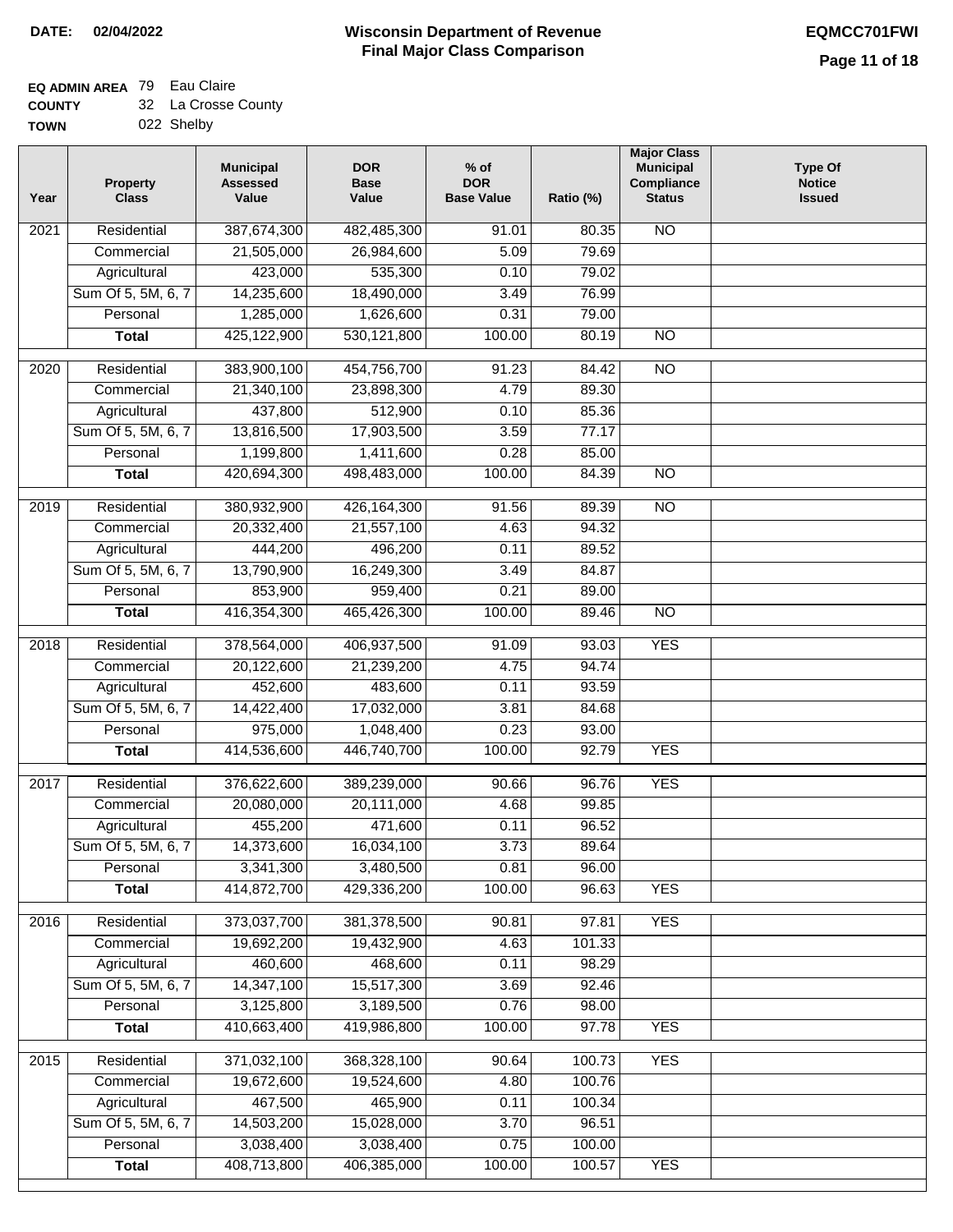**DATE:** 02/04/2022

# Wisconsin Department of Revenue
## Final Major Class Comparison

**EQMCC701FWI**

**EQ ADMIN AREA** 79 Eau Claire
**COUNTY** 32 La Crosse County
**TOWN** 022 Shelby

| Year | Property Class | Municipal Assessed Value | DOR Base Value | % of DOR Base Value | Ratio (%) | Major Class Municipal Compliance Status | Type Of Notice Issued |
|---|---|---|---|---|---|---|---|
| 2021 | Residential | 387,674,300 | 482,485,300 | 91.01 | 80.35 | NO | |
| | Commercial | 21,505,000 | 26,984,600 | 5.09 | 79.69 | | |
| | Agricultural | 423,000 | 535,300 | 0.10 | 79.02 | | |
| | Sum Of 5, 5M, 6, 7 | 14,235,600 | 18,490,000 | 3.49 | 76.99 | | |
| | Personal | 1,285,000 | 1,626,600 | 0.31 | 79.00 | | |
| | **Total** | 425,122,900 | 530,121,800 | 100.00 | 80.19 | NO | |
| 2020 | Residential | 383,900,100 | 454,756,700 | 91.23 | 84.42 | NO | |
| | Commercial | 21,340,100 | 23,898,300 | 4.79 | 89.30 | | |
| | Agricultural | 437,800 | 512,900 | 0.10 | 85.36 | | |
| | Sum Of 5, 5M, 6, 7 | 13,816,500 | 17,903,500 | 3.59 | 77.17 | | |
| | Personal | 1,199,800 | 1,411,600 | 0.28 | 85.00 | | |
| | **Total** | 420,694,300 | 498,483,000 | 100.00 | 84.39 | NO | |
| 2019 | Residential | 380,932,900 | 426,164,300 | 91.56 | 89.39 | NO | |
| | Commercial | 20,332,400 | 21,557,100 | 4.63 | 94.32 | | |
| | Agricultural | 444,200 | 496,200 | 0.11 | 89.52 | | |
| | Sum Of 5, 5M, 6, 7 | 13,790,900 | 16,249,300 | 3.49 | 84.87 | | |
| | Personal | 853,900 | 959,400 | 0.21 | 89.00 | | |
| | **Total** | 416,354,300 | 465,426,300 | 100.00 | 89.46 | NO | |
| 2018 | Residential | 378,564,000 | 406,937,500 | 91.09 | 93.03 | YES | |
| | Commercial | 20,122,600 | 21,239,200 | 4.75 | 94.74 | | |
| | Agricultural | 452,600 | 483,600 | 0.11 | 93.59 | | |
| | Sum Of 5, 5M, 6, 7 | 14,422,400 | 17,032,000 | 3.81 | 84.68 | | |
| | Personal | 975,000 | 1,048,400 | 0.23 | 93.00 | | |
| | **Total** | 414,536,600 | 446,740,700 | 100.00 | 92.79 | YES | |
| 2017 | Residential | 376,622,600 | 389,239,000 | 90.66 | 96.76 | YES | |
| | Commercial | 20,080,000 | 20,111,000 | 4.68 | 99.85 | | |
| | Agricultural | 455,200 | 471,600 | 0.11 | 96.52 | | |
| | Sum Of 5, 5M, 6, 7 | 14,373,600 | 16,034,100 | 3.73 | 89.64 | | |
| | Personal | 3,341,300 | 3,480,500 | 0.81 | 96.00 | | |
| | **Total** | 414,872,700 | 429,336,200 | 100.00 | 96.63 | YES | |
| 2016 | Residential | 373,037,700 | 381,378,500 | 90.81 | 97.81 | YES | |
| | Commercial | 19,692,200 | 19,432,900 | 4.63 | 101.33 | | |
| | Agricultural | 460,600 | 468,600 | 0.11 | 98.29 | | |
| | Sum Of 5, 5M, 6, 7 | 14,347,100 | 15,517,300 | 3.69 | 92.46 | | |
| | Personal | 3,125,800 | 3,189,500 | 0.76 | 98.00 | | |
| | **Total** | 410,663,400 | 419,986,800 | 100.00 | 97.78 | YES | |
| 2015 | Residential | 371,032,100 | 368,328,100 | 90.64 | 100.73 | YES | |
| | Commercial | 19,672,600 | 19,524,600 | 4.80 | 100.76 | | |
| | Agricultural | 467,500 | 465,900 | 0.11 | 100.34 | | |
| | Sum Of 5, 5M, 6, 7 | 14,503,200 | 15,028,000 | 3.70 | 96.51 | | |
| | Personal | 3,038,400 | 3,038,400 | 0.75 | 100.00 | | |
| | **Total** | 408,713,800 | 406,385,000 | 100.00 | 100.57 | YES | |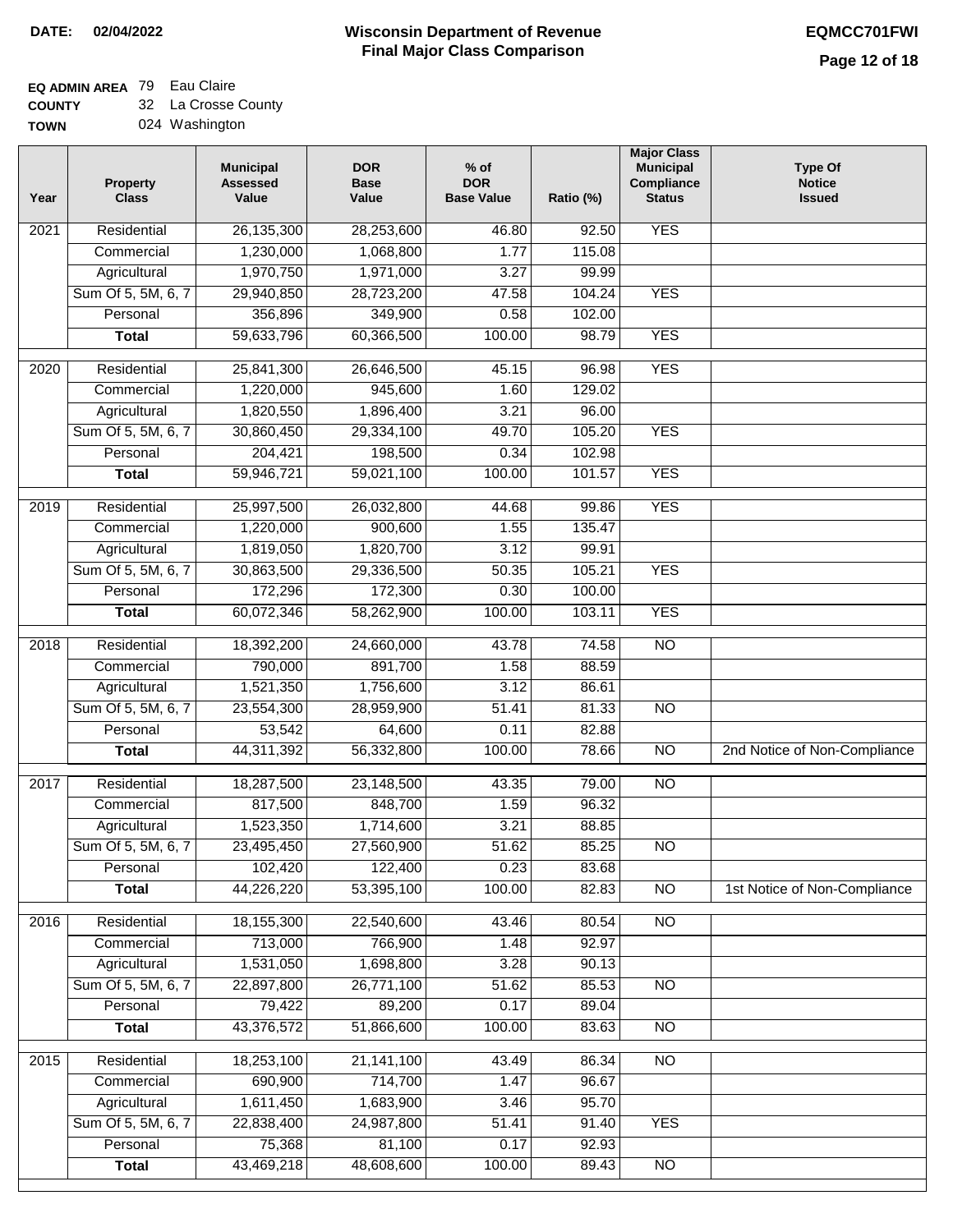**DATE:** 02/04/2022

# Wisconsin Department of Revenue
## Final Major Class Comparison

**EQMCC701FWI**

**EQ ADMIN AREA** 79 Eau Claire
**COUNTY** 32 La Crosse County
**TOWN** 024 Washington

| Year | Property Class | Municipal Assessed Value | DOR Base Value | % of DOR Base Value | Ratio (%) | Major Class Municipal Compliance Status | Type Of Notice Issued |
|---|---|---|---|---|---|---|---|
| 2021 | Residential | 26,135,300 | 28,253,600 | 46.80 | 92.50 | YES | |
| | Commercial | 1,230,000 | 1,068,800 | 1.77 | 115.08 | | |
| | Agricultural | 1,970,750 | 1,971,000 | 3.27 | 99.99 | | |
| | Sum Of 5, 5M, 6, 7 | 29,940,850 | 28,723,200 | 47.58 | 104.24 | YES | |
| | Personal | 356,896 | 349,900 | 0.58 | 102.00 | | |
| | **Total** | 59,633,796 | 60,366,500 | 100.00 | 98.79 | YES | |
| 2020 | Residential | 25,841,300 | 26,646,500 | 45.15 | 96.98 | YES | |
| | Commercial | 1,220,000 | 945,600 | 1.60 | 129.02 | | |
| | Agricultural | 1,820,550 | 1,896,400 | 3.21 | 96.00 | | |
| | Sum Of 5, 5M, 6, 7 | 30,860,450 | 29,334,100 | 49.70 | 105.20 | YES | |
| | Personal | 204,421 | 198,500 | 0.34 | 102.98 | | |
| | **Total** | 59,946,721 | 59,021,100 | 100.00 | 101.57 | YES | |
| 2019 | Residential | 25,997,500 | 26,032,800 | 44.68 | 99.86 | YES | |
| | Commercial | 1,220,000 | 900,600 | 1.55 | 135.47 | | |
| | Agricultural | 1,819,050 | 1,820,700 | 3.12 | 99.91 | | |
| | Sum Of 5, 5M, 6, 7 | 30,863,500 | 29,336,500 | 50.35 | 105.21 | YES | |
| | Personal | 172,296 | 172,300 | 0.30 | 100.00 | | |
| | **Total** | 60,072,346 | 58,262,900 | 100.00 | 103.11 | YES | |
| 2018 | Residential | 18,392,200 | 24,660,000 | 43.78 | 74.58 | NO | |
| | Commercial | 790,000 | 891,700 | 1.58 | 88.59 | | |
| | Agricultural | 1,521,350 | 1,756,600 | 3.12 | 86.61 | | |
| | Sum Of 5, 5M, 6, 7 | 23,554,300 | 28,959,900 | 51.41 | 81.33 | NO | |
| | Personal | 53,542 | 64,600 | 0.11 | 82.88 | | |
| | **Total** | 44,311,392 | 56,332,800 | 100.00 | 78.66 | NO | 2nd Notice of Non-Compliance |
| 2017 | Residential | 18,287,500 | 23,148,500 | 43.35 | 79.00 | NO | |
| | Commercial | 817,500 | 848,700 | 1.59 | 96.32 | | |
| | Agricultural | 1,523,350 | 1,714,600 | 3.21 | 88.85 | | |
| | Sum Of 5, 5M, 6, 7 | 23,495,450 | 27,560,900 | 51.62 | 85.25 | NO | |
| | Personal | 102,420 | 122,400 | 0.23 | 83.68 | | |
| | **Total** | 44,226,220 | 53,395,100 | 100.00 | 82.83 | NO | 1st Notice of Non-Compliance |
| 2016 | Residential | 18,155,300 | 22,540,600 | 43.46 | 80.54 | NO | |
| | Commercial | 713,000 | 766,900 | 1.48 | 92.97 | | |
| | Agricultural | 1,531,050 | 1,698,800 | 3.28 | 90.13 | | |
| | Sum Of 5, 5M, 6, 7 | 22,897,800 | 26,771,100 | 51.62 | 85.53 | NO | |
| | Personal | 79,422 | 89,200 | 0.17 | 89.04 | | |
| | **Total** | 43,376,572 | 51,866,600 | 100.00 | 83.63 | NO | |
| 2015 | Residential | 18,253,100 | 21,141,100 | 43.49 | 86.34 | NO | |
| | Commercial | 690,900 | 714,700 | 1.47 | 96.67 | | |
| | Agricultural | 1,611,450 | 1,683,900 | 3.46 | 95.70 | | |
| | Sum Of 5, 5M, 6, 7 | 22,838,400 | 24,987,800 | 51.41 | 91.40 | YES | |
| | Personal | 75,368 | 81,100 | 0.17 | 92.93 | | |
| | **Total** | 43,469,218 | 48,608,600 | 100.00 | 89.43 | NO | |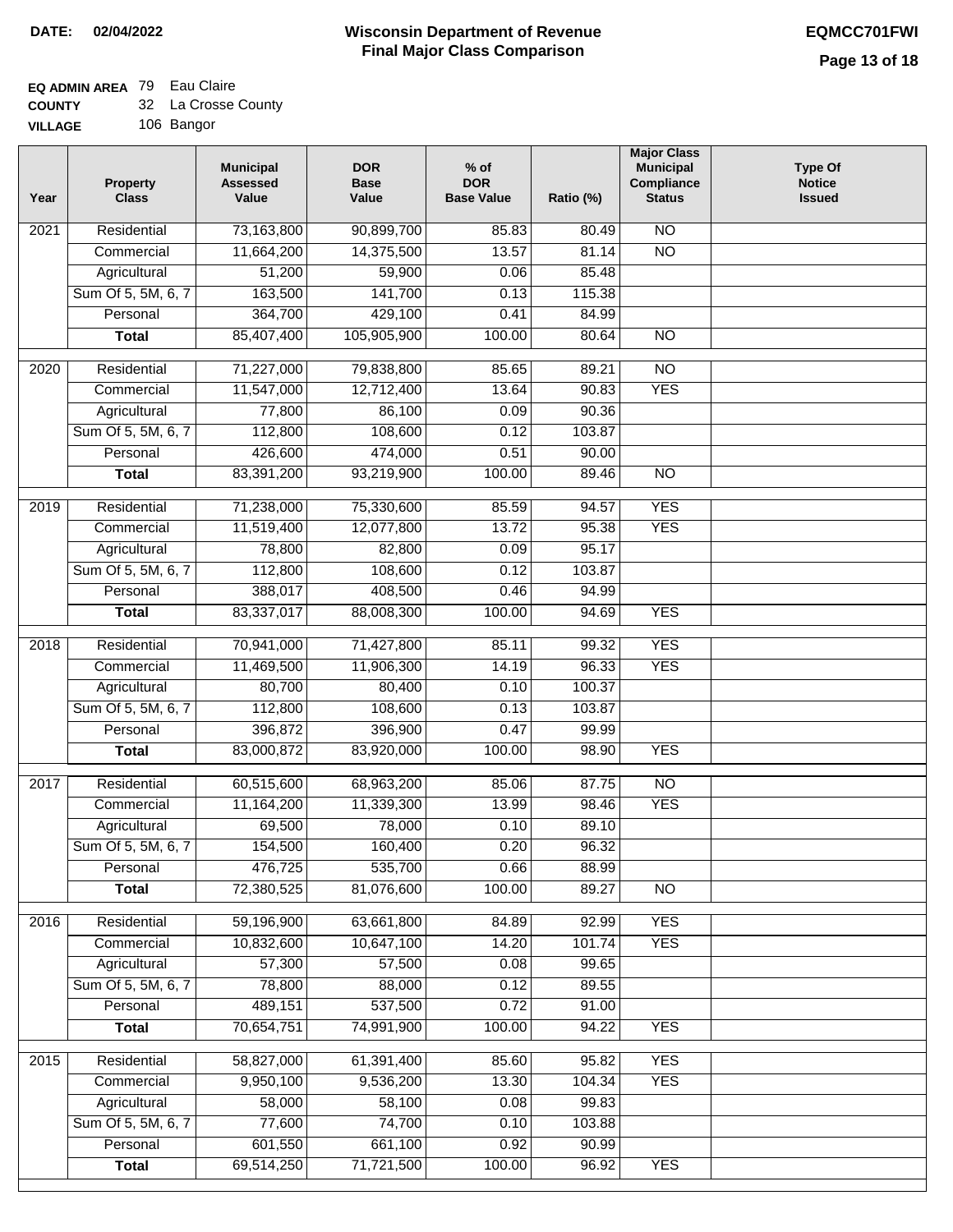**DATE: 02/04/2022**

# Wisconsin Department of Revenue
## Final Major Class Comparison

**EQMCC701FWI**

**EQ ADMIN AREA** 79 Eau Claire
**COUNTY** 32 La Crosse County
**VILLAGE** 106 Bangor

| Year | Property Class | Municipal Assessed Value | DOR Base Value | % of DOR Base Value | Ratio (%) | Major Class Municipal Compliance Status | Type Of Notice Issued |
|---|---|---|---|---|---|---|---|
| 2021 | Residential | 73,163,800 | 90,899,700 | 85.83 | 80.49 | NO | |
| | Commercial | 11,664,200 | 14,375,500 | 13.57 | 81.14 | NO | |
| | Agricultural | 51,200 | 59,900 | 0.06 | 85.48 | | |
| | Sum Of 5, 5M, 6, 7 | 163,500 | 141,700 | 0.13 | 115.38 | | |
| | Personal | 364,700 | 429,100 | 0.41 | 84.99 | | |
| | **Total** | 85,407,400 | 105,905,900 | 100.00 | 80.64 | NO | |
| 2020 | Residential | 71,227,000 | 79,838,800 | 85.65 | 89.21 | NO | |
| | Commercial | 11,547,000 | 12,712,400 | 13.64 | 90.83 | YES | |
| | Agricultural | 77,800 | 86,100 | 0.09 | 90.36 | | |
| | Sum Of 5, 5M, 6, 7 | 112,800 | 108,600 | 0.12 | 103.87 | | |
| | Personal | 426,600 | 474,000 | 0.51 | 90.00 | | |
| | **Total** | 83,391,200 | 93,219,900 | 100.00 | 89.46 | NO | |
| 2019 | Residential | 71,238,000 | 75,330,600 | 85.59 | 94.57 | YES | |
| | Commercial | 11,519,400 | 12,077,800 | 13.72 | 95.38 | YES | |
| | Agricultural | 78,800 | 82,800 | 0.09 | 95.17 | | |
| | Sum Of 5, 5M, 6, 7 | 112,800 | 108,600 | 0.12 | 103.87 | | |
| | Personal | 388,017 | 408,500 | 0.46 | 94.99 | | |
| | **Total** | 83,337,017 | 88,008,300 | 100.00 | 94.69 | YES | |
| 2018 | Residential | 70,941,000 | 71,427,800 | 85.11 | 99.32 | YES | |
| | Commercial | 11,469,500 | 11,906,300 | 14.19 | 96.33 | YES | |
| | Agricultural | 80,700 | 80,400 | 0.10 | 100.37 | | |
| | Sum Of 5, 5M, 6, 7 | 112,800 | 108,600 | 0.13 | 103.87 | | |
| | Personal | 396,872 | 396,900 | 0.47 | 99.99 | | |
| | **Total** | 83,000,872 | 83,920,000 | 100.00 | 98.90 | YES | |
| 2017 | Residential | 60,515,600 | 68,963,200 | 85.06 | 87.75 | NO | |
| | Commercial | 11,164,200 | 11,339,300 | 13.99 | 98.46 | YES | |
| | Agricultural | 69,500 | 78,000 | 0.10 | 89.10 | | |
| | Sum Of 5, 5M, 6, 7 | 154,500 | 160,400 | 0.20 | 96.32 | | |
| | Personal | 476,725 | 535,700 | 0.66 | 88.99 | | |
| | **Total** | 72,380,525 | 81,076,600 | 100.00 | 89.27 | NO | |
| 2016 | Residential | 59,196,900 | 63,661,800 | 84.89 | 92.99 | YES | |
| | Commercial | 10,832,600 | 10,647,100 | 14.20 | 101.74 | YES | |
| | Agricultural | 57,300 | 57,500 | 0.08 | 99.65 | | |
| | Sum Of 5, 5M, 6, 7 | 78,800 | 88,000 | 0.12 | 89.55 | | |
| | Personal | 489,151 | 537,500 | 0.72 | 91.00 | | |
| | **Total** | 70,654,751 | 74,991,900 | 100.00 | 94.22 | YES | |
| 2015 | Residential | 58,827,000 | 61,391,400 | 85.60 | 95.82 | YES | |
| | Commercial | 9,950,100 | 9,536,200 | 13.30 | 104.34 | YES | |
| | Agricultural | 58,000 | 58,100 | 0.08 | 99.83 | | |
| | Sum Of 5, 5M, 6, 7 | 77,600 | 74,700 | 0.10 | 103.88 | | |
| | Personal | 601,550 | 661,100 | 0.92 | 90.99 | | |
| | **Total** | 69,514,250 | 71,721,500 | 100.00 | 96.92 | YES | |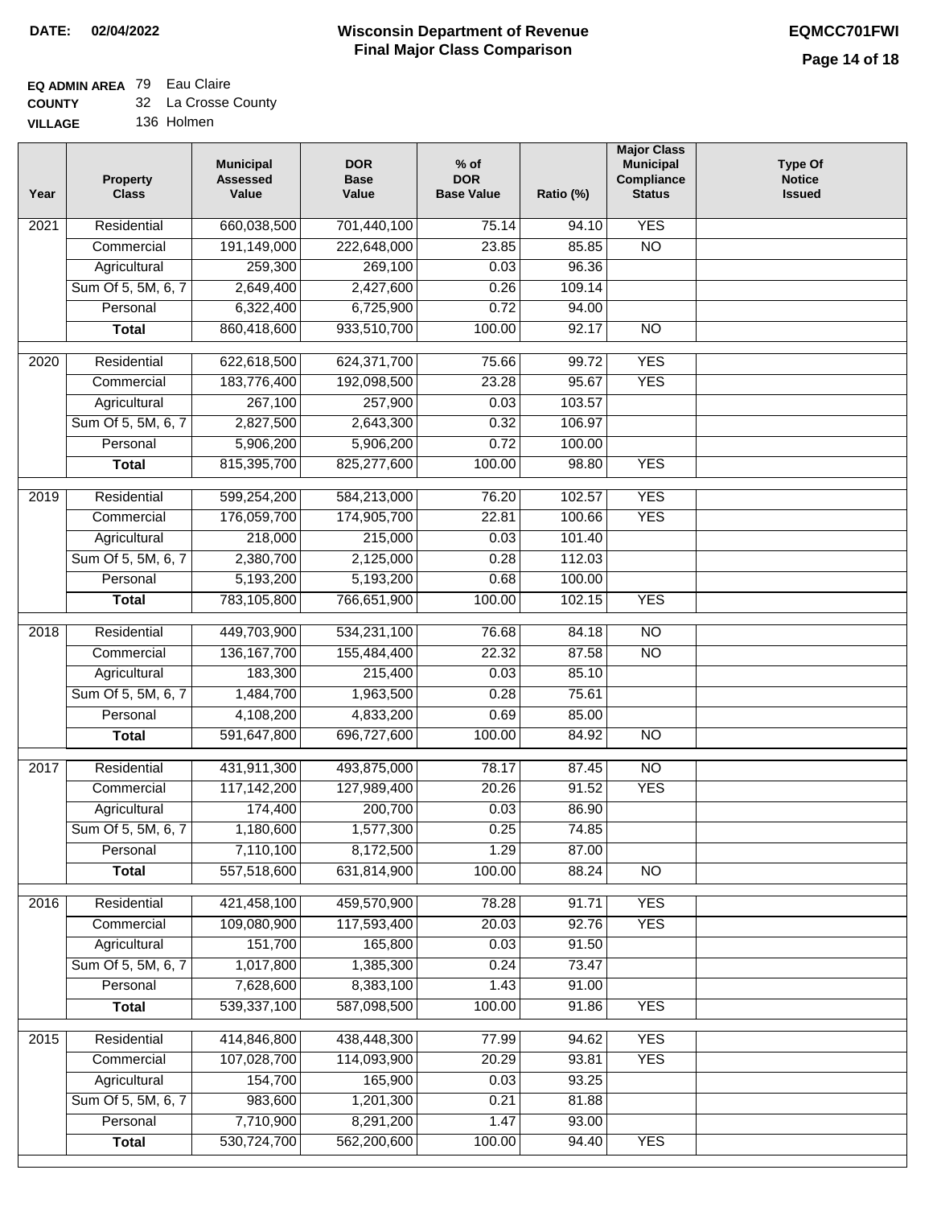**DATE:** 02/04/2022

# Wisconsin Department of Revenue
## Final Major Class Comparison

**EQMCC701FWI**

**EQ ADMIN AREA** 79 Eau Claire
**COUNTY** 32 La Crosse County
**VILLAGE** 136 Holmen

| Year | Property Class | Municipal Assessed Value | DOR Base Value | % of DOR Base Value | Ratio (%) | Major Class Municipal Compliance Status | Type Of Notice Issued |
|---|---|---|---|---|---|---|---|
| 2021 | Residential | 660,038,500 | 701,440,100 | 75.14 | 94.10 | YES | |
| | Commercial | 191,149,000 | 222,648,000 | 23.85 | 85.85 | NO | |
| | Agricultural | 259,300 | 269,100 | 0.03 | 96.36 | | |
| | Sum Of 5, 5M, 6, 7 | 2,649,400 | 2,427,600 | 0.26 | 109.14 | | |
| | Personal | 6,322,400 | 6,725,900 | 0.72 | 94.00 | | |
| | **Total** | 860,418,600 | 933,510,700 | 100.00 | 92.17 | NO | |
| 2020 | Residential | 622,618,500 | 624,371,700 | 75.66 | 99.72 | YES | |
| | Commercial | 183,776,400 | 192,098,500 | 23.28 | 95.67 | YES | |
| | Agricultural | 267,100 | 257,900 | 0.03 | 103.57 | | |
| | Sum Of 5, 5M, 6, 7 | 2,827,500 | 2,643,300 | 0.32 | 106.97 | | |
| | Personal | 5,906,200 | 5,906,200 | 0.72 | 100.00 | | |
| | **Total** | 815,395,700 | 825,277,600 | 100.00 | 98.80 | YES | |
| 2019 | Residential | 599,254,200 | 584,213,000 | 76.20 | 102.57 | YES | |
| | Commercial | 176,059,700 | 174,905,700 | 22.81 | 100.66 | YES | |
| | Agricultural | 218,000 | 215,000 | 0.03 | 101.40 | | |
| | Sum Of 5, 5M, 6, 7 | 2,380,700 | 2,125,000 | 0.28 | 112.03 | | |
| | Personal | 5,193,200 | 5,193,200 | 0.68 | 100.00 | | |
| | **Total** | 783,105,800 | 766,651,900 | 100.00 | 102.15 | YES | |
| 2018 | Residential | 449,703,900 | 534,231,100 | 76.68 | 84.18 | NO | |
| | Commercial | 136,167,700 | 155,484,400 | 22.32 | 87.58 | NO | |
| | Agricultural | 183,300 | 215,400 | 0.03 | 85.10 | | |
| | Sum Of 5, 5M, 6, 7 | 1,484,700 | 1,963,500 | 0.28 | 75.61 | | |
| | Personal | 4,108,200 | 4,833,200 | 0.69 | 85.00 | | |
| | **Total** | 591,647,800 | 696,727,600 | 100.00 | 84.92 | NO | |
| 2017 | Residential | 431,911,300 | 493,875,000 | 78.17 | 87.45 | NO | |
| | Commercial | 117,142,200 | 127,989,400 | 20.26 | 91.52 | YES | |
| | Agricultural | 174,400 | 200,700 | 0.03 | 86.90 | | |
| | Sum Of 5, 5M, 6, 7 | 1,180,600 | 1,577,300 | 0.25 | 74.85 | | |
| | Personal | 7,110,100 | 8,172,500 | 1.29 | 87.00 | | |
| | **Total** | 557,518,600 | 631,814,900 | 100.00 | 88.24 | NO | |
| 2016 | Residential | 421,458,100 | 459,570,900 | 78.28 | 91.71 | YES | |
| | Commercial | 109,080,900 | 117,593,400 | 20.03 | 92.76 | YES | |
| | Agricultural | 151,700 | 165,800 | 0.03 | 91.50 | | |
| | Sum Of 5, 5M, 6, 7 | 1,017,800 | 1,385,300 | 0.24 | 73.47 | | |
| | Personal | 7,628,600 | 8,383,100 | 1.43 | 91.00 | | |
| | **Total** | 539,337,100 | 587,098,500 | 100.00 | 91.86 | YES | |
| 2015 | Residential | 414,846,800 | 438,448,300 | 77.99 | 94.62 | YES | |
| | Commercial | 107,028,700 | 114,093,900 | 20.29 | 93.81 | YES | |
| | Agricultural | 154,700 | 165,900 | 0.03 | 93.25 | | |
| | Sum Of 5, 5M, 6, 7 | 983,600 | 1,201,300 | 0.21 | 81.88 | | |
| | Personal | 7,710,900 | 8,291,200 | 1.47 | 93.00 | | |
| | **Total** | 530,724,700 | 562,200,600 | 100.00 | 94.40 | YES | |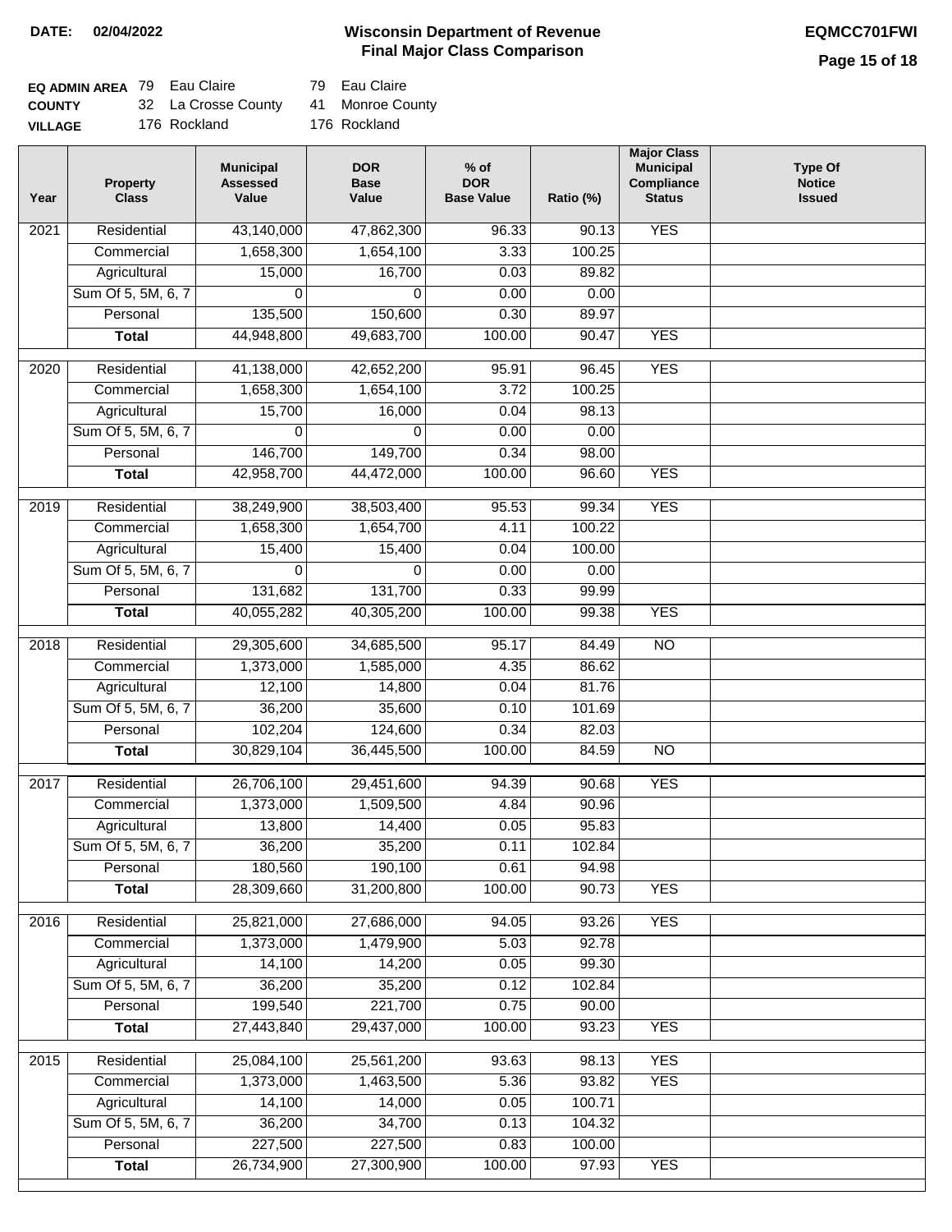**DATE: 02/04/2022**

# Wisconsin Department of Revenue
## Final Major Class Comparison

**EQMCC701FWI**

| | | | | |
|---|---|---|---|---|
| **EQ ADMIN AREA** | 79 | Eau Claire | 79 | Eau Claire |
| **COUNTY** | 32 | La Crosse County | 41 | Monroe County |
| **VILLAGE** | 176 | Rockland | 176 | Rockland |

| Year | Property Class | Municipal Assessed Value | DOR Base Value | % of DOR Base Value | Ratio (%) | Major Class Municipal Compliance Status | Type Of Notice Issued |
|---|---|---|---|---|---|---|---|
| 2021 | Residential | 43,140,000 | 47,862,300 | 96.33 | 90.13 | YES | |
| | Commercial | 1,658,300 | 1,654,100 | 3.33 | 100.25 | | |
| | Agricultural | 15,000 | 16,700 | 0.03 | 89.82 | | |
| | Sum Of 5, 5M, 6, 7 | 0 | 0 | 0.00 | 0.00 | | |
| | Personal | 135,500 | 150,600 | 0.30 | 89.97 | | |
| | **Total** | 44,948,800 | 49,683,700 | 100.00 | 90.47 | YES | |
| 2020 | Residential | 41,138,000 | 42,652,200 | 95.91 | 96.45 | YES | |
| | Commercial | 1,658,300 | 1,654,100 | 3.72 | 100.25 | | |
| | Agricultural | 15,700 | 16,000 | 0.04 | 98.13 | | |
| | Sum Of 5, 5M, 6, 7 | 0 | 0 | 0.00 | 0.00 | | |
| | Personal | 146,700 | 149,700 | 0.34 | 98.00 | | |
| | **Total** | 42,958,700 | 44,472,000 | 100.00 | 96.60 | YES | |
| 2019 | Residential | 38,249,900 | 38,503,400 | 95.53 | 99.34 | YES | |
| | Commercial | 1,658,300 | 1,654,700 | 4.11 | 100.22 | | |
| | Agricultural | 15,400 | 15,400 | 0.04 | 100.00 | | |
| | Sum Of 5, 5M, 6, 7 | 0 | 0 | 0.00 | 0.00 | | |
| | Personal | 131,682 | 131,700 | 0.33 | 99.99 | | |
| | **Total** | 40,055,282 | 40,305,200 | 100.00 | 99.38 | YES | |
| 2018 | Residential | 29,305,600 | 34,685,500 | 95.17 | 84.49 | NO | |
| | Commercial | 1,373,000 | 1,585,000 | 4.35 | 86.62 | | |
| | Agricultural | 12,100 | 14,800 | 0.04 | 81.76 | | |
| | Sum Of 5, 5M, 6, 7 | 36,200 | 35,600 | 0.10 | 101.69 | | |
| | Personal | 102,204 | 124,600 | 0.34 | 82.03 | | |
| | **Total** | 30,829,104 | 36,445,500 | 100.00 | 84.59 | NO | |
| 2017 | Residential | 26,706,100 | 29,451,600 | 94.39 | 90.68 | YES | |
| | Commercial | 1,373,000 | 1,509,500 | 4.84 | 90.96 | | |
| | Agricultural | 13,800 | 14,400 | 0.05 | 95.83 | | |
| | Sum Of 5, 5M, 6, 7 | 36,200 | 35,200 | 0.11 | 102.84 | | |
| | Personal | 180,560 | 190,100 | 0.61 | 94.98 | | |
| | **Total** | 28,309,660 | 31,200,800 | 100.00 | 90.73 | YES | |
| 2016 | Residential | 25,821,000 | 27,686,000 | 94.05 | 93.26 | YES | |
| | Commercial | 1,373,000 | 1,479,900 | 5.03 | 92.78 | | |
| | Agricultural | 14,100 | 14,200 | 0.05 | 99.30 | | |
| | Sum Of 5, 5M, 6, 7 | 36,200 | 35,200 | 0.12 | 102.84 | | |
| | Personal | 199,540 | 221,700 | 0.75 | 90.00 | | |
| | **Total** | 27,443,840 | 29,437,000 | 100.00 | 93.23 | YES | |
| 2015 | Residential | 25,084,100 | 25,561,200 | 93.63 | 98.13 | YES | |
| | Commercial | 1,373,000 | 1,463,500 | 5.36 | 93.82 | YES | |
| | Agricultural | 14,100 | 14,000 | 0.05 | 100.71 | | |
| | Sum Of 5, 5M, 6, 7 | 36,200 | 34,700 | 0.13 | 104.32 | | |
| | Personal | 227,500 | 227,500 | 0.83 | 100.00 | | |
| | **Total** | 26,734,900 | 27,300,900 | 100.00 | 97.93 | YES | |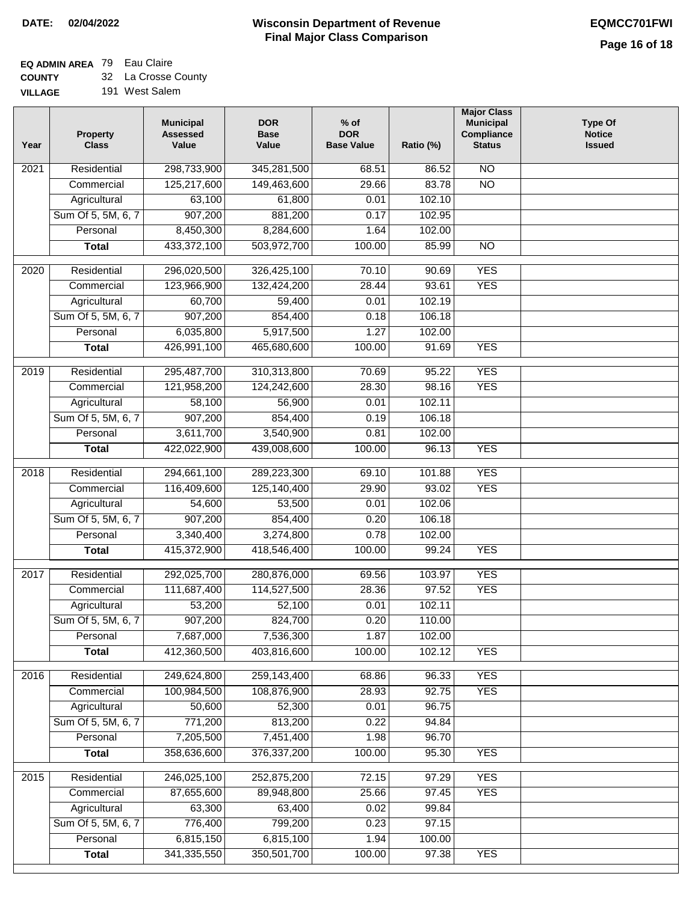**DATE:** 02/04/2022

# Wisconsin Department of Revenue
## Final Major Class Comparison

**EQMCC701FWI**

**EQ ADMIN AREA** 79 Eau Claire
**COUNTY** 32 La Crosse County
**VILLAGE** 191 West Salem

| Year | Property Class | Municipal Assessed Value | DOR Base Value | % of DOR Base Value | Ratio (%) | Major Class Municipal Compliance Status | Type Of Notice Issued |
|---|---|---|---|---|---|---|---|
| 2021 | Residential | 298,733,900 | 345,281,500 | 68.51 | 86.52 | NO | |
| | Commercial | 125,217,600 | 149,463,600 | 29.66 | 83.78 | NO | |
| | Agricultural | 63,100 | 61,800 | 0.01 | 102.10 | | |
| | Sum Of 5, 5M, 6, 7 | 907,200 | 881,200 | 0.17 | 102.95 | | |
| | Personal | 8,450,300 | 8,284,600 | 1.64 | 102.00 | | |
| | **Total** | 433,372,100 | 503,972,700 | 100.00 | 85.99 | NO | |
| 2020 | Residential | 296,020,500 | 326,425,100 | 70.10 | 90.69 | YES | |
| | Commercial | 123,966,900 | 132,424,200 | 28.44 | 93.61 | YES | |
| | Agricultural | 60,700 | 59,400 | 0.01 | 102.19 | | |
| | Sum Of 5, 5M, 6, 7 | 907,200 | 854,400 | 0.18 | 106.18 | | |
| | Personal | 6,035,800 | 5,917,500 | 1.27 | 102.00 | | |
| | **Total** | 426,991,100 | 465,680,600 | 100.00 | 91.69 | YES | |
| 2019 | Residential | 295,487,700 | 310,313,800 | 70.69 | 95.22 | YES | |
| | Commercial | 121,958,200 | 124,242,600 | 28.30 | 98.16 | YES | |
| | Agricultural | 58,100 | 56,900 | 0.01 | 102.11 | | |
| | Sum Of 5, 5M, 6, 7 | 907,200 | 854,400 | 0.19 | 106.18 | | |
| | Personal | 3,611,700 | 3,540,900 | 0.81 | 102.00 | | |
| | **Total** | 422,022,900 | 439,008,600 | 100.00 | 96.13 | YES | |
| 2018 | Residential | 294,661,100 | 289,223,300 | 69.10 | 101.88 | YES | |
| | Commercial | 116,409,600 | 125,140,400 | 29.90 | 93.02 | YES | |
| | Agricultural | 54,600 | 53,500 | 0.01 | 102.06 | | |
| | Sum Of 5, 5M, 6, 7 | 907,200 | 854,400 | 0.20 | 106.18 | | |
| | Personal | 3,340,400 | 3,274,800 | 0.78 | 102.00 | | |
| | **Total** | 415,372,900 | 418,546,400 | 100.00 | 99.24 | YES | |
| 2017 | Residential | 292,025,700 | 280,876,000 | 69.56 | 103.97 | YES | |
| | Commercial | 111,687,400 | 114,527,500 | 28.36 | 97.52 | YES | |
| | Agricultural | 53,200 | 52,100 | 0.01 | 102.11 | | |
| | Sum Of 5, 5M, 6, 7 | 907,200 | 824,700 | 0.20 | 110.00 | | |
| | Personal | 7,687,000 | 7,536,300 | 1.87 | 102.00 | | |
| | **Total** | 412,360,500 | 403,816,600 | 100.00 | 102.12 | YES | |
| 2016 | Residential | 249,624,800 | 259,143,400 | 68.86 | 96.33 | YES | |
| | Commercial | 100,984,500 | 108,876,900 | 28.93 | 92.75 | YES | |
| | Agricultural | 50,600 | 52,300 | 0.01 | 96.75 | | |
| | Sum Of 5, 5M, 6, 7 | 771,200 | 813,200 | 0.22 | 94.84 | | |
| | Personal | 7,205,500 | 7,451,400 | 1.98 | 96.70 | | |
| | **Total** | 358,636,600 | 376,337,200 | 100.00 | 95.30 | YES | |
| 2015 | Residential | 246,025,100 | 252,875,200 | 72.15 | 97.29 | YES | |
| | Commercial | 87,655,600 | 89,948,800 | 25.66 | 97.45 | YES | |
| | Agricultural | 63,300 | 63,400 | 0.02 | 99.84 | | |
| | Sum Of 5, 5M, 6, 7 | 776,400 | 799,200 | 0.23 | 97.15 | | |
| | Personal | 6,815,150 | 6,815,100 | 1.94 | 100.00 | | |
| | **Total** | 341,335,550 | 350,501,700 | 100.00 | 97.38 | YES | |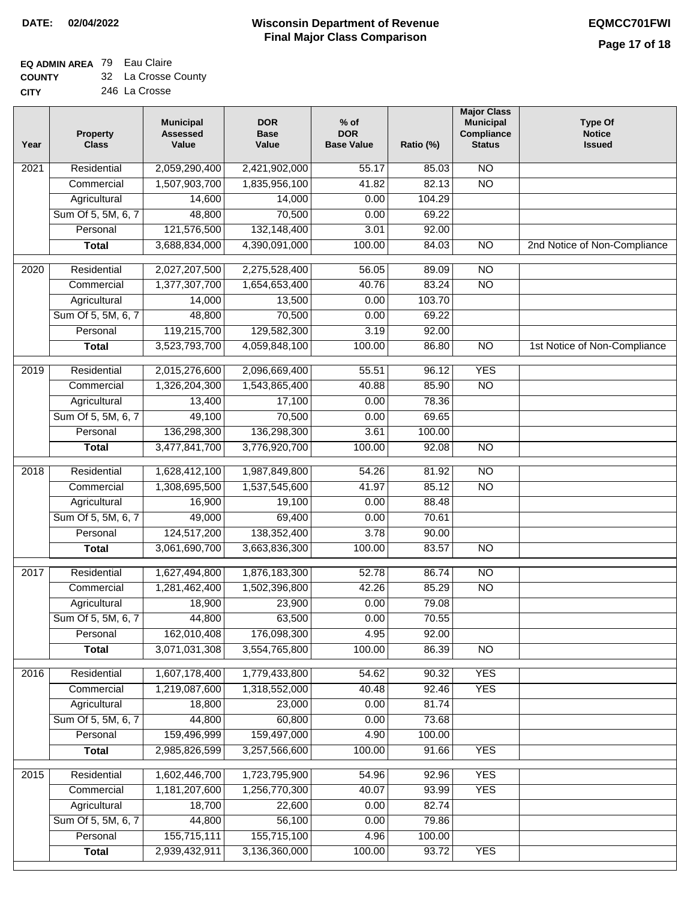**DATE: 02/04/2022**

# Wisconsin Department of Revenue
## Final Major Class Comparison

**EQMCC701FWI**

**EQ ADMIN AREA** 79 Eau Claire
**COUNTY** 32 La Crosse County
**CITY** 246 La Crosse

| Year | Property Class | Municipal Assessed Value | DOR Base Value | % of DOR Base Value | Ratio (%) | Major Class Municipal Compliance Status | Type Of Notice Issued |
|---|---|---|---|---|---|---|---|
| 2021 | Residential | 2,059,290,400 | 2,421,902,000 | 55.17 | 85.03 | NO | |
| | Commercial | 1,507,903,700 | 1,835,956,100 | 41.82 | 82.13 | NO | |
| | Agricultural | 14,600 | 14,000 | 0.00 | 104.29 | | |
| | Sum Of 5, 5M, 6, 7 | 48,800 | 70,500 | 0.00 | 69.22 | | |
| | Personal | 121,576,500 | 132,148,400 | 3.01 | 92.00 | | |
| | **Total** | 3,688,834,000 | 4,390,091,000 | 100.00 | 84.03 | NO | 2nd Notice of Non-Compliance |
| 2020 | Residential | 2,027,207,500 | 2,275,528,400 | 56.05 | 89.09 | NO | |
| | Commercial | 1,377,307,700 | 1,654,653,400 | 40.76 | 83.24 | NO | |
| | Agricultural | 14,000 | 13,500 | 0.00 | 103.70 | | |
| | Sum Of 5, 5M, 6, 7 | 48,800 | 70,500 | 0.00 | 69.22 | | |
| | Personal | 119,215,700 | 129,582,300 | 3.19 | 92.00 | | |
| | **Total** | 3,523,793,700 | 4,059,848,100 | 100.00 | 86.80 | NO | 1st Notice of Non-Compliance |
| 2019 | Residential | 2,015,276,600 | 2,096,669,400 | 55.51 | 96.12 | YES | |
| | Commercial | 1,326,204,300 | 1,543,865,400 | 40.88 | 85.90 | NO | |
| | Agricultural | 13,400 | 17,100 | 0.00 | 78.36 | | |
| | Sum Of 5, 5M, 6, 7 | 49,100 | 70,500 | 0.00 | 69.65 | | |
| | Personal | 136,298,300 | 136,298,300 | 3.61 | 100.00 | | |
| | **Total** | 3,477,841,700 | 3,776,920,700 | 100.00 | 92.08 | NO | |
| 2018 | Residential | 1,628,412,100 | 1,987,849,800 | 54.26 | 81.92 | NO | |
| | Commercial | 1,308,695,500 | 1,537,545,600 | 41.97 | 85.12 | NO | |
| | Agricultural | 16,900 | 19,100 | 0.00 | 88.48 | | |
| | Sum Of 5, 5M, 6, 7 | 49,000 | 69,400 | 0.00 | 70.61 | | |
| | Personal | 124,517,200 | 138,352,400 | 3.78 | 90.00 | | |
| | **Total** | 3,061,690,700 | 3,663,836,300 | 100.00 | 83.57 | NO | |
| 2017 | Residential | 1,627,494,800 | 1,876,183,300 | 52.78 | 86.74 | NO | |
| | Commercial | 1,281,462,400 | 1,502,396,800 | 42.26 | 85.29 | NO | |
| | Agricultural | 18,900 | 23,900 | 0.00 | 79.08 | | |
| | Sum Of 5, 5M, 6, 7 | 44,800 | 63,500 | 0.00 | 70.55 | | |
| | Personal | 162,010,408 | 176,098,300 | 4.95 | 92.00 | | |
| | **Total** | 3,071,031,308 | 3,554,765,800 | 100.00 | 86.39 | NO | |
| 2016 | Residential | 1,607,178,400 | 1,779,433,800 | 54.62 | 90.32 | YES | |
| | Commercial | 1,219,087,600 | 1,318,552,000 | 40.48 | 92.46 | YES | |
| | Agricultural | 18,800 | 23,000 | 0.00 | 81.74 | | |
| | Sum Of 5, 5M, 6, 7 | 44,800 | 60,800 | 0.00 | 73.68 | | |
| | Personal | 159,496,999 | 159,497,000 | 4.90 | 100.00 | | |
| | **Total** | 2,985,826,599 | 3,257,566,600 | 100.00 | 91.66 | YES | |
| 2015 | Residential | 1,602,446,700 | 1,723,795,900 | 54.96 | 92.96 | YES | |
| | Commercial | 1,181,207,600 | 1,256,770,300 | 40.07 | 93.99 | YES | |
| | Agricultural | 18,700 | 22,600 | 0.00 | 82.74 | | |
| | Sum Of 5, 5M, 6, 7 | 44,800 | 56,100 | 0.00 | 79.86 | | |
| | Personal | 155,715,111 | 155,715,100 | 4.96 | 100.00 | | |
| | **Total** | 2,939,432,911 | 3,136,360,000 | 100.00 | 93.72 | YES | |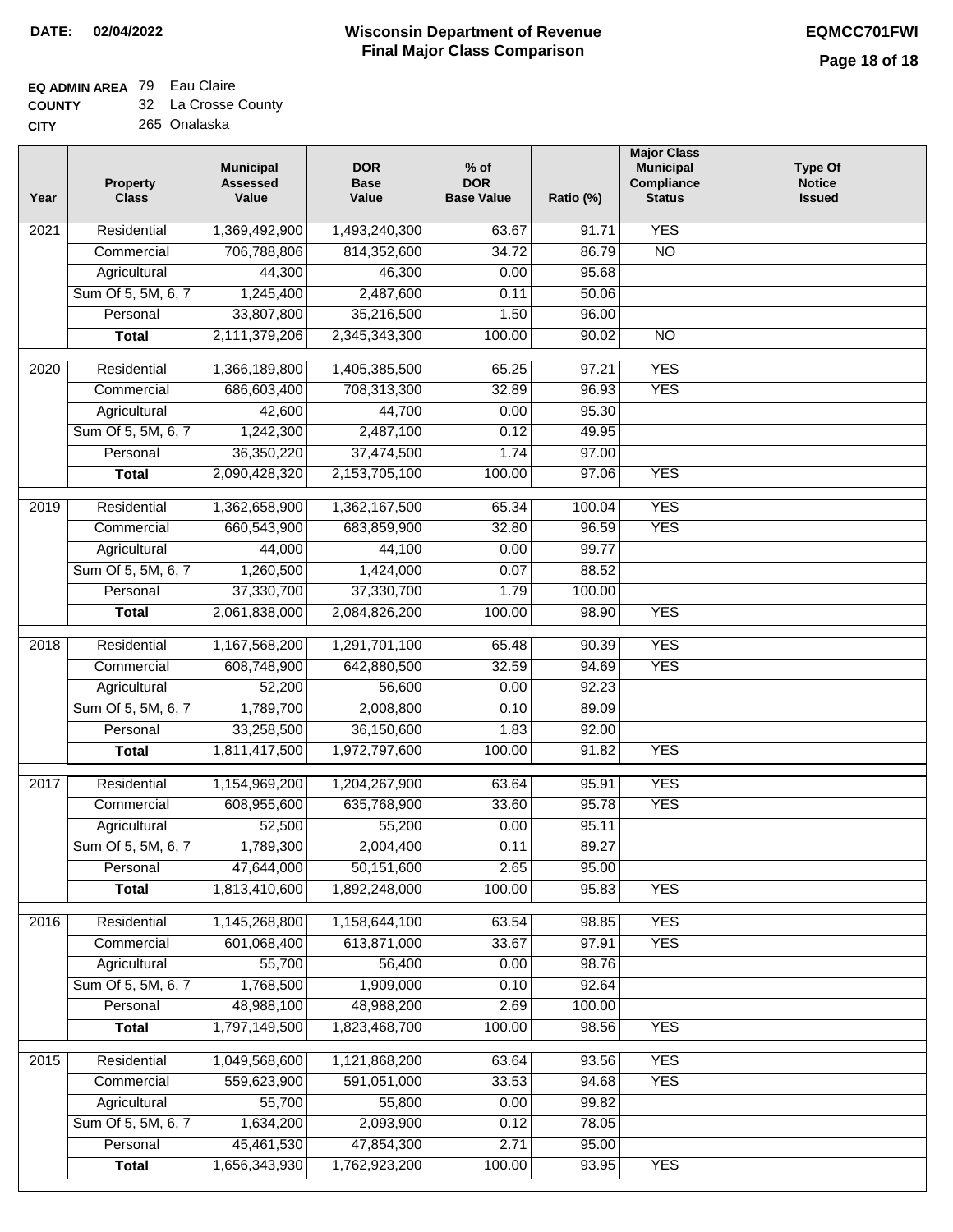**DATE: 02/04/2022**

# Wisconsin Department of Revenue
## Final Major Class Comparison

**EQMCC701FWI**

**EQ ADMIN AREA** 79 Eau Claire
**COUNTY** 32 La Crosse County
**CITY** 265 Onalaska

| Year | Property Class | Municipal Assessed Value | DOR Base Value | % of DOR Base Value | Ratio (%) | Major Class Municipal Compliance Status | Type Of Notice Issued |
|---|---|---|---|---|---|---|---|
| 2021 | Residential | 1,369,492,900 | 1,493,240,300 | 63.67 | 91.71 | YES | |
| | Commercial | 706,788,806 | 814,352,600 | 34.72 | 86.79 | NO | |
| | Agricultural | 44,300 | 46,300 | 0.00 | 95.68 | | |
| | Sum Of 5, 5M, 6, 7 | 1,245,400 | 2,487,600 | 0.11 | 50.06 | | |
| | Personal | 33,807,800 | 35,216,500 | 1.50 | 96.00 | | |
| | **Total** | 2,111,379,206 | 2,345,343,300 | 100.00 | 90.02 | NO | |
| 2020 | Residential | 1,366,189,800 | 1,405,385,500 | 65.25 | 97.21 | YES | |
| | Commercial | 686,603,400 | 708,313,300 | 32.89 | 96.93 | YES | |
| | Agricultural | 42,600 | 44,700 | 0.00 | 95.30 | | |
| | Sum Of 5, 5M, 6, 7 | 1,242,300 | 2,487,100 | 0.12 | 49.95 | | |
| | Personal | 36,350,220 | 37,474,500 | 1.74 | 97.00 | | |
| | **Total** | 2,090,428,320 | 2,153,705,100 | 100.00 | 97.06 | YES | |
| 2019 | Residential | 1,362,658,900 | 1,362,167,500 | 65.34 | 100.04 | YES | |
| | Commercial | 660,543,900 | 683,859,900 | 32.80 | 96.59 | YES | |
| | Agricultural | 44,000 | 44,100 | 0.00 | 99.77 | | |
| | Sum Of 5, 5M, 6, 7 | 1,260,500 | 1,424,000 | 0.07 | 88.52 | | |
| | Personal | 37,330,700 | 37,330,700 | 1.79 | 100.00 | | |
| | **Total** | 2,061,838,000 | 2,084,826,200 | 100.00 | 98.90 | YES | |
| 2018 | Residential | 1,167,568,200 | 1,291,701,100 | 65.48 | 90.39 | YES | |
| | Commercial | 608,748,900 | 642,880,500 | 32.59 | 94.69 | YES | |
| | Agricultural | 52,200 | 56,600 | 0.00 | 92.23 | | |
| | Sum Of 5, 5M, 6, 7 | 1,789,700 | 2,008,800 | 0.10 | 89.09 | | |
| | Personal | 33,258,500 | 36,150,600 | 1.83 | 92.00 | | |
| | **Total** | 1,811,417,500 | 1,972,797,600 | 100.00 | 91.82 | YES | |
| 2017 | Residential | 1,154,969,200 | 1,204,267,900 | 63.64 | 95.91 | YES | |
| | Commercial | 608,955,600 | 635,768,900 | 33.60 | 95.78 | YES | |
| | Agricultural | 52,500 | 55,200 | 0.00 | 95.11 | | |
| | Sum Of 5, 5M, 6, 7 | 1,789,300 | 2,004,400 | 0.11 | 89.27 | | |
| | Personal | 47,644,000 | 50,151,600 | 2.65 | 95.00 | | |
| | **Total** | 1,813,410,600 | 1,892,248,000 | 100.00 | 95.83 | YES | |
| 2016 | Residential | 1,145,268,800 | 1,158,644,100 | 63.54 | 98.85 | YES | |
| | Commercial | 601,068,400 | 613,871,000 | 33.67 | 97.91 | YES | |
| | Agricultural | 55,700 | 56,400 | 0.00 | 98.76 | | |
| | Sum Of 5, 5M, 6, 7 | 1,768,500 | 1,909,000 | 0.10 | 92.64 | | |
| | Personal | 48,988,100 | 48,988,200 | 2.69 | 100.00 | | |
| | **Total** | 1,797,149,500 | 1,823,468,700 | 100.00 | 98.56 | YES | |
| 2015 | Residential | 1,049,568,600 | 1,121,868,200 | 63.64 | 93.56 | YES | |
| | Commercial | 559,623,900 | 591,051,000 | 33.53 | 94.68 | YES | |
| | Agricultural | 55,700 | 55,800 | 0.00 | 99.82 | | |
| | Sum Of 5, 5M, 6, 7 | 1,634,200 | 2,093,900 | 0.12 | 78.05 | | |
| | Personal | 45,461,530 | 47,854,300 | 2.71 | 95.00 | | |
| | **Total** | 1,656,343,930 | 1,762,923,200 | 100.00 | 93.95 | YES | |